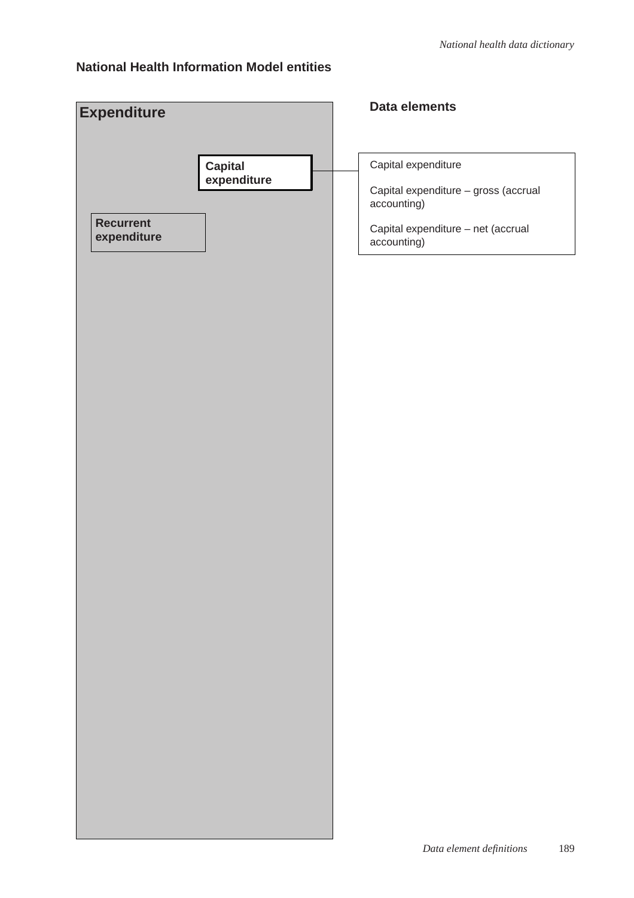## National Health Information Model entities

**Expenditure**

**Capital expenditure**

**Recurrent expenditure**

**Data elements**

Capital expenditure

Capital expenditure – gross (accrual accounting)

Capital expenditure – net (accrual accounting)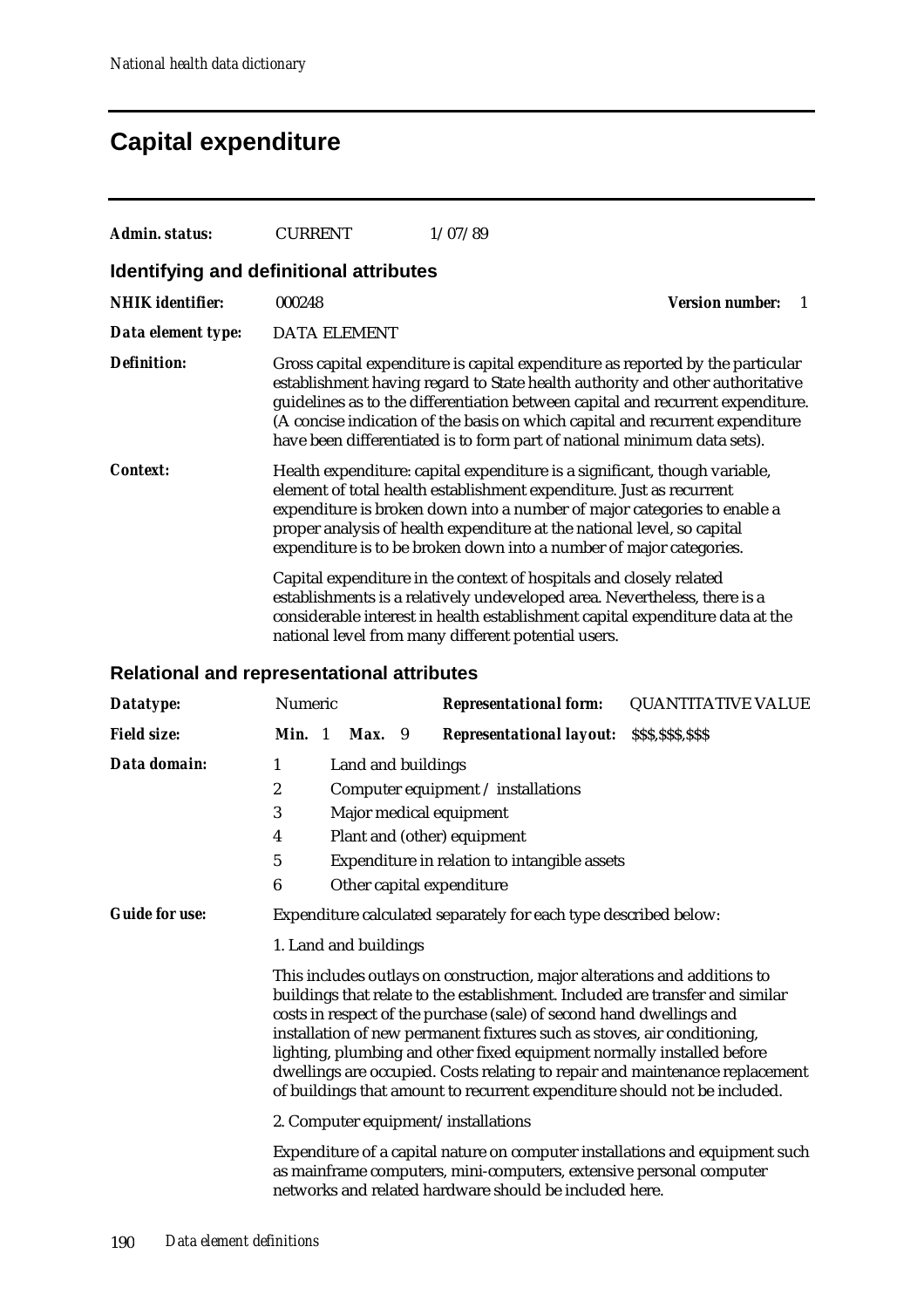# Capital expenditure

***Admin. status:*** CURRENT 1/07/89

## Identifying and definitional attributes

***NHIK identifier:*** 000248 ***Version number:*** 1

***Data element type:*** DATA ELEMENT

***Definition:*** Gross capital expenditure is capital expenditure as reported by the particular establishment having regard to State health authority and other authoritative guidelines as to the differentiation between capital and recurrent expenditure. (A concise indication of the basis on which capital and recurrent expenditure have been differentiated is to form part of national minimum data sets).

***Context:*** Health expenditure: capital expenditure is a significant, though variable, element of total health establishment expenditure. Just as recurrent expenditure is broken down into a number of major categories to enable a proper analysis of health expenditure at the national level, so capital expenditure is to be broken down into a number of major categories.

Capital expenditure in the context of hospitals and closely related establishments is a relatively undeveloped area. Nevertheless, there is a considerable interest in health establishment capital expenditure data at the national level from many different potential users.

## Relational and representational attributes

***Datatype:*** Numeric ***Representational form:*** QUANTITATIVE VALUE

***Field size:*** ***Min.*** 1 ***Max.*** 9 ***Representational layout:*** $$$,$$$,$$$

***Data domain:***

1 Land and buildings
2 Computer equipment / installations
3 Major medical equipment
4 Plant and (other) equipment
5 Expenditure in relation to intangible assets
6 Other capital expenditure

***Guide for use:*** Expenditure calculated separately for each type described below:

1. Land and buildings

This includes outlays on construction, major alterations and additions to buildings that relate to the establishment. Included are transfer and similar costs in respect of the purchase (sale) of second hand dwellings and installation of new permanent fixtures such as stoves, air conditioning, lighting, plumbing and other fixed equipment normally installed before dwellings are occupied. Costs relating to repair and maintenance replacement of buildings that amount to recurrent expenditure should not be included.

2. Computer equipment/installations

Expenditure of a capital nature on computer installations and equipment such as mainframe computers, mini-computers, extensive personal computer networks and related hardware should be included here.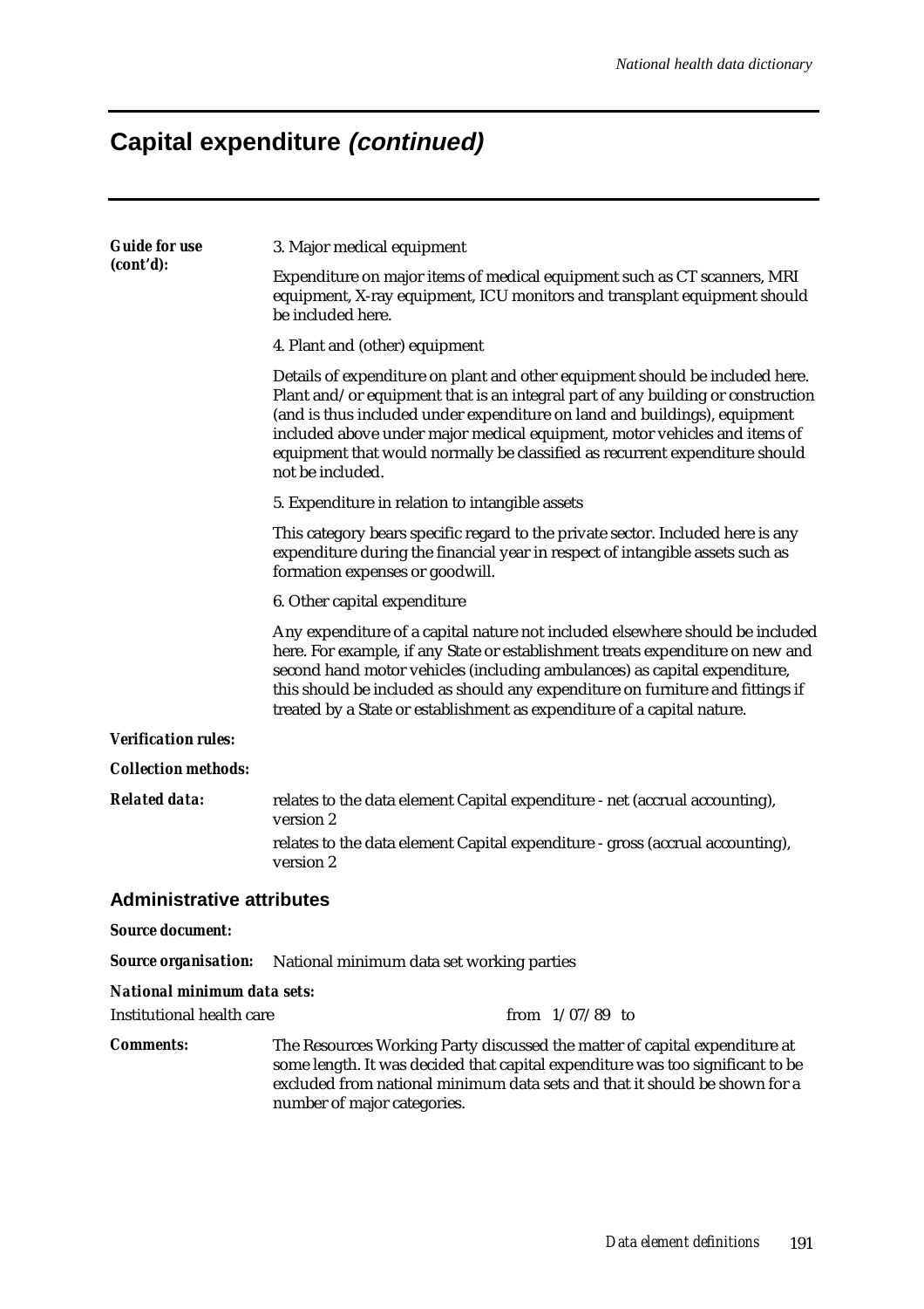# Capital expenditure *(continued)*

***Guide for use (cont'd):***

3. Major medical equipment

Expenditure on major items of medical equipment such as CT scanners, MRI equipment, X-ray equipment, ICU monitors and transplant equipment should be included here.

4. Plant and (other) equipment

Details of expenditure on plant and other equipment should be included here. Plant and/or equipment that is an integral part of any building or construction (and is thus included under expenditure on land and buildings), equipment included above under major medical equipment, motor vehicles and items of equipment that would normally be classified as recurrent expenditure should not be included.

5. Expenditure in relation to intangible assets

This category bears specific regard to the private sector. Included here is any expenditure during the financial year in respect of intangible assets such as formation expenses or goodwill.

6. Other capital expenditure

Any expenditure of a capital nature not included elsewhere should be included here. For example, if any State or establishment treats expenditure on new and second hand motor vehicles (including ambulances) as capital expenditure, this should be included as should any expenditure on furniture and fittings if treated by a State or establishment as expenditure of a capital nature.

***Verification rules:***

***Collection methods:***

***Related data:***

relates to the data element Capital expenditure - net (accrual accounting), version 2

relates to the data element Capital expenditure - gross (accrual accounting), version 2

## Administrative attributes

***Source document:***

***Source organisation:*** National minimum data set working parties

***National minimum data sets:***

Institutional health care from 1/07/89 to

***Comments:***

The Resources Working Party discussed the matter of capital expenditure at some length. It was decided that capital expenditure was too significant to be excluded from national minimum data sets and that it should be shown for a number of major categories.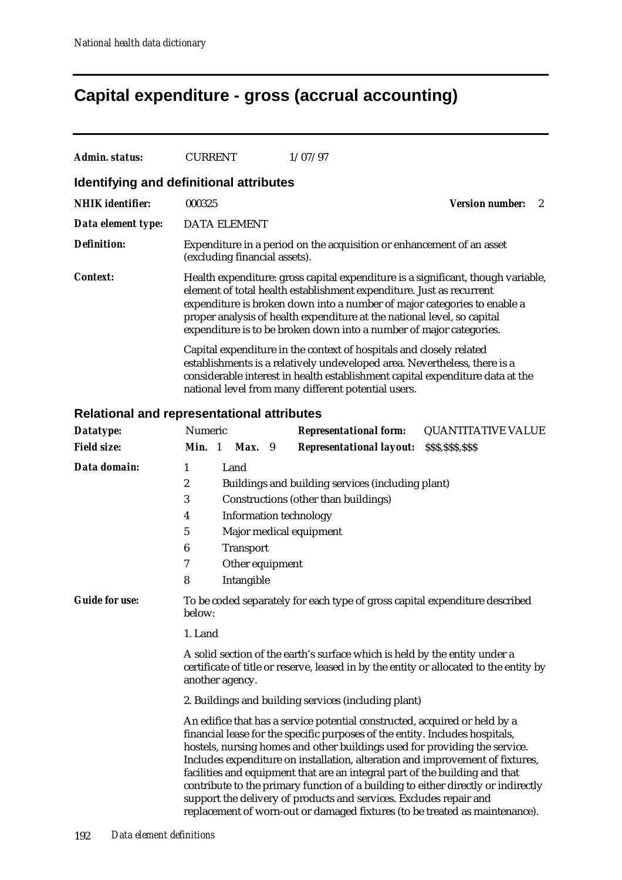# Capital expenditure - gross (accrual accounting)

***Admin. status:*** CURRENT 1/07/97

## Identifying and definitional attributes

***NHIK identifier:*** 000325 ***Version number:*** 2

***Data element type:*** DATA ELEMENT

***Definition:*** Expenditure in a period on the acquisition or enhancement of an asset (excluding financial assets).

***Context:*** Health expenditure: gross capital expenditure is a significant, though variable, element of total health establishment expenditure. Just as recurrent expenditure is broken down into a number of major categories to enable a proper analysis of health expenditure at the national level, so capital expenditure is to be broken down into a number of major categories.

Capital expenditure in the context of hospitals and closely related establishments is a relatively undeveloped area. Nevertheless, there is a considerable interest in health establishment capital expenditure data at the national level from many different potential users.

## Relational and representational attributes

***Datatype:*** Numeric ***Representational form:*** QUANTITATIVE VALUE

***Field size:*** ***Min.*** 1 ***Max.*** 9 ***Representational layout:*** $$$,$$$,$$$

***Data domain:***

1 Land
2 Buildings and building services (including plant)
3 Constructions (other than buildings)
4 Information technology
5 Major medical equipment
6 Transport
7 Other equipment
8 Intangible

***Guide for use:*** To be coded separately for each type of gross capital expenditure described below:

1. Land

A solid section of the earth's surface which is held by the entity under a certificate of title or reserve, leased in by the entity or allocated to the entity by another agency.

2. Buildings and building services (including plant)

An edifice that has a service potential constructed, acquired or held by a financial lease for the specific purposes of the entity. Includes hospitals, hostels, nursing homes and other buildings used for providing the service. Includes expenditure on installation, alteration and improvement of fixtures, facilities and equipment that are an integral part of the building and that contribute to the primary function of a building to either directly or indirectly support the delivery of products and services. Excludes repair and replacement of worn-out or damaged fixtures (to be treated as maintenance).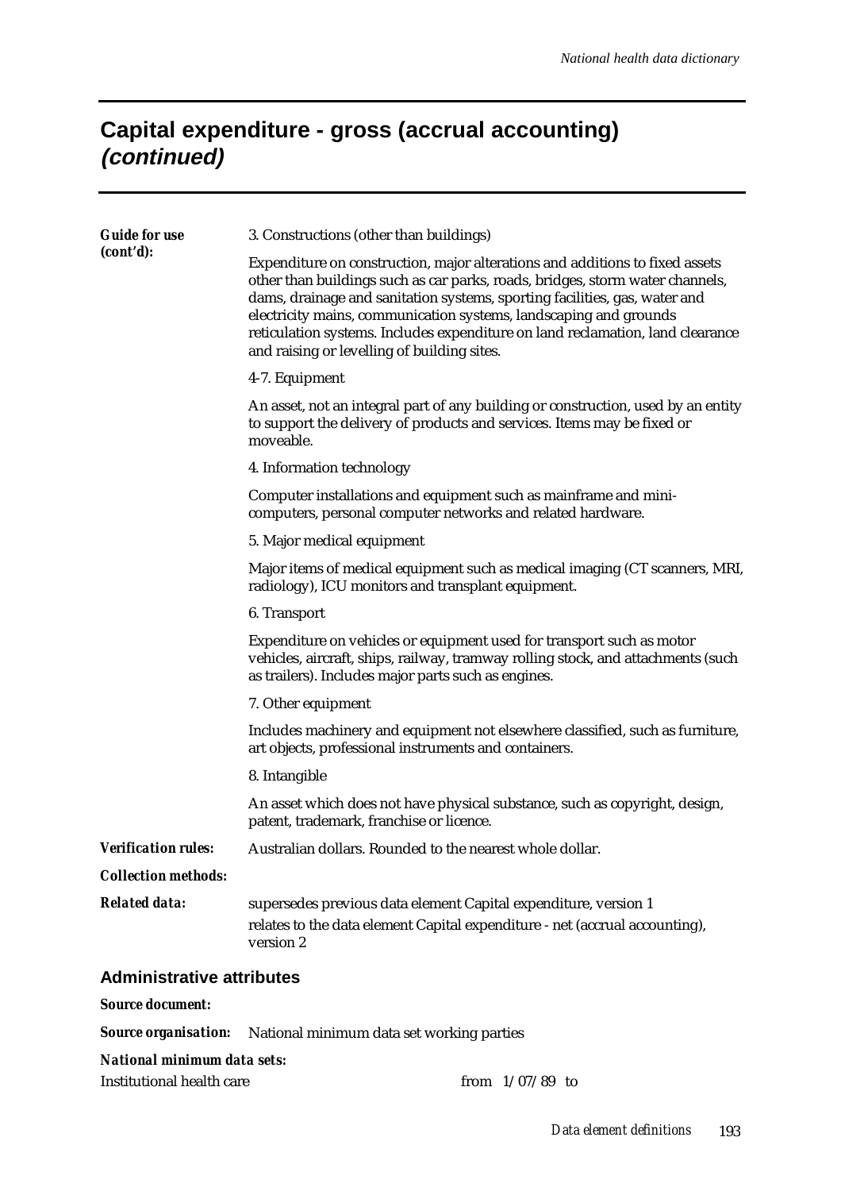# Capital expenditure - gross (accrual accounting) *(continued)*

***Guide for use (cont'd):***

3. Constructions (other than buildings)

Expenditure on construction, major alterations and additions to fixed assets other than buildings such as car parks, roads, bridges, storm water channels, dams, drainage and sanitation systems, sporting facilities, gas, water and electricity mains, communication systems, landscaping and grounds reticulation systems. Includes expenditure on land reclamation, land clearance and raising or levelling of building sites.

4-7. Equipment

An asset, not an integral part of any building or construction, used by an entity to support the delivery of products and services. Items may be fixed or moveable.

4. Information technology

Computer installations and equipment such as mainframe and mini-computers, personal computer networks and related hardware.

5. Major medical equipment

Major items of medical equipment such as medical imaging (CT scanners, MRI, radiology), ICU monitors and transplant equipment.

6. Transport

Expenditure on vehicles or equipment used for transport such as motor vehicles, aircraft, ships, railway, tramway rolling stock, and attachments (such as trailers). Includes major parts such as engines.

7. Other equipment

Includes machinery and equipment not elsewhere classified, such as furniture, art objects, professional instruments and containers.

8. Intangible

An asset which does not have physical substance, such as copyright, design, patent, trademark, franchise or licence.

***Verification rules:*** Australian dollars. Rounded to the nearest whole dollar.

***Collection methods:***

***Related data:*** supersedes previous data element Capital expenditure, version 1

relates to the data element Capital expenditure - net (accrual accounting), version 2

## Administrative attributes

***Source document:***

***Source organisation:*** National minimum data set working parties

***National minimum data sets:***

Institutional health care — from 1/07/89 to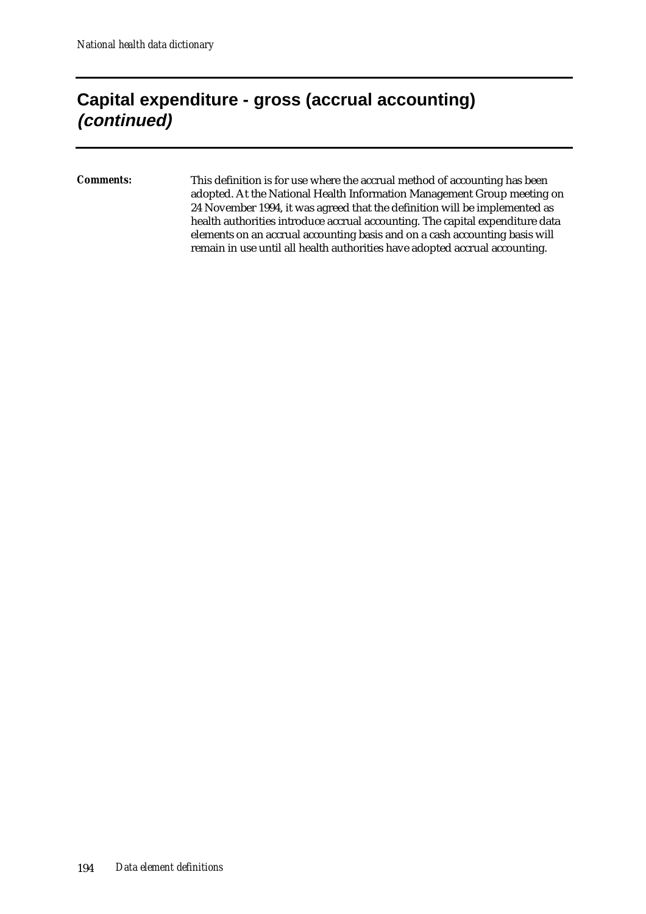## Capital expenditure - gross (accrual accounting) *(continued)*

***Comments:*** This definition is for use where the accrual method of accounting has been adopted. At the National Health Information Management Group meeting on 24 November 1994, it was agreed that the definition will be implemented as health authorities introduce accrual accounting. The capital expenditure data elements on an accrual accounting basis and on a cash accounting basis will remain in use until all health authorities have adopted accrual accounting.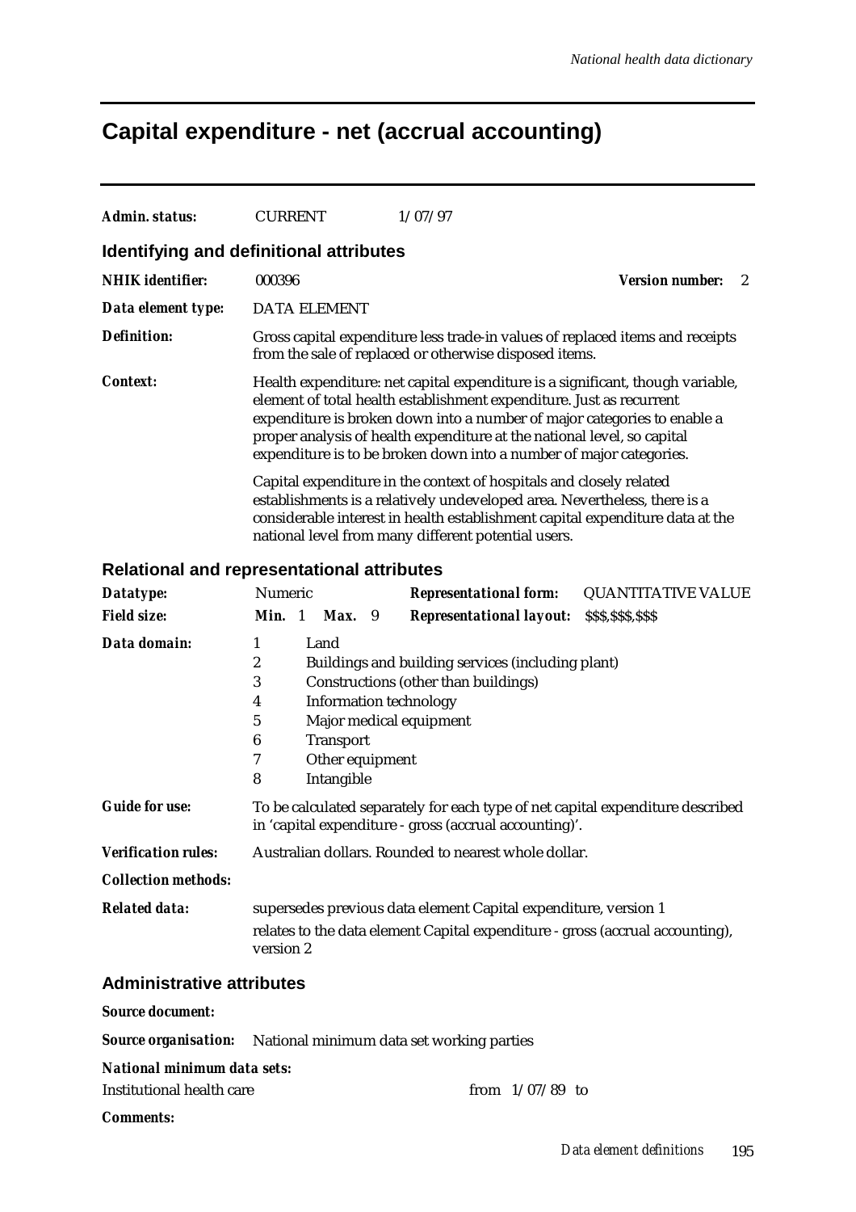# Capital expenditure - net (accrual accounting)

***Admin. status:*** CURRENT 1/07/97

## Identifying and definitional attributes

***NHIK identifier:*** 000396 ***Version number:*** 2

***Data element type:*** DATA ELEMENT

***Definition:*** Gross capital expenditure less trade-in values of replaced items and receipts from the sale of replaced or otherwise disposed items.

***Context:*** Health expenditure: net capital expenditure is a significant, though variable, element of total health establishment expenditure. Just as recurrent expenditure is broken down into a number of major categories to enable a proper analysis of health expenditure at the national level, so capital expenditure is to be broken down into a number of major categories.

Capital expenditure in the context of hospitals and closely related establishments is a relatively undeveloped area. Nevertheless, there is a considerable interest in health establishment capital expenditure data at the national level from many different potential users.

## Relational and representational attributes

***Datatype:*** Numeric ***Representational form:*** QUANTITATIVE VALUE

***Field size:*** ***Min.*** 1 ***Max.*** 9 ***Representational layout:*** $$$,$$$,$$$

***Data domain:***

1 Land
2 Buildings and building services (including plant)
3 Constructions (other than buildings)
4 Information technology
5 Major medical equipment
6 Transport
7 Other equipment
8 Intangible

***Guide for use:*** To be calculated separately for each type of net capital expenditure described in 'capital expenditure - gross (accrual accounting)'.

***Verification rules:*** Australian dollars. Rounded to nearest whole dollar.

***Collection methods:***

***Related data:*** supersedes previous data element Capital expenditure, version 1

relates to the data element Capital expenditure - gross (accrual accounting), version 2

## Administrative attributes

***Source document:***

***Source organisation:*** National minimum data set working parties

***National minimum data sets:***

Institutional health care from 1/07/89 to

***Comments:***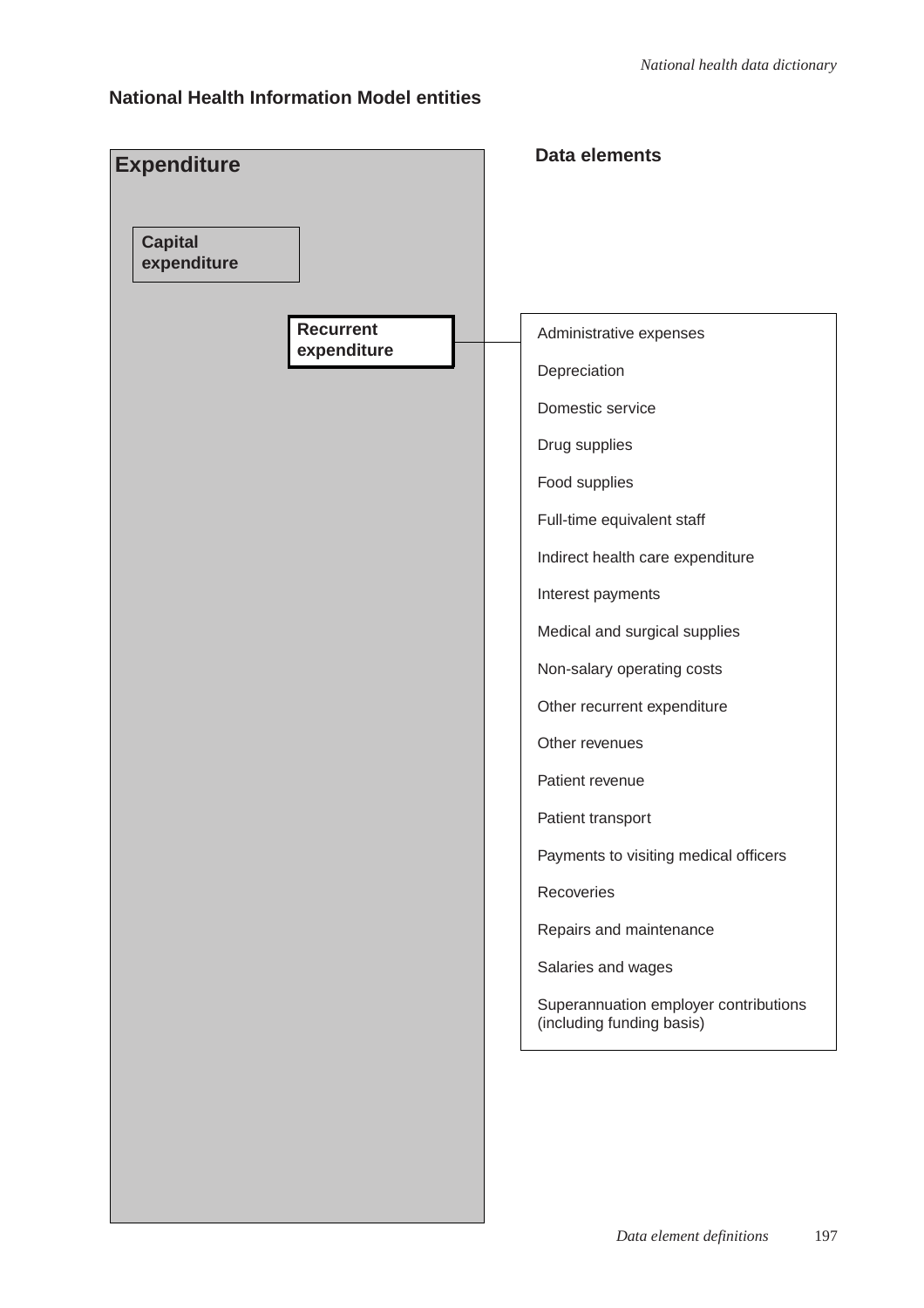## National Health Information Model entities

**Expenditure**

**Capital expenditure**

**Recurrent expenditure**

**Data elements**

- Administrative expenses
- Depreciation
- Domestic service
- Drug supplies
- Food supplies
- Full-time equivalent staff
- Indirect health care expenditure
- Interest payments
- Medical and surgical supplies
- Non-salary operating costs
- Other recurrent expenditure
- Other revenues
- Patient revenue
- Patient transport
- Payments to visiting medical officers
- Recoveries
- Repairs and maintenance
- Salaries and wages
- Superannuation employer contributions (including funding basis)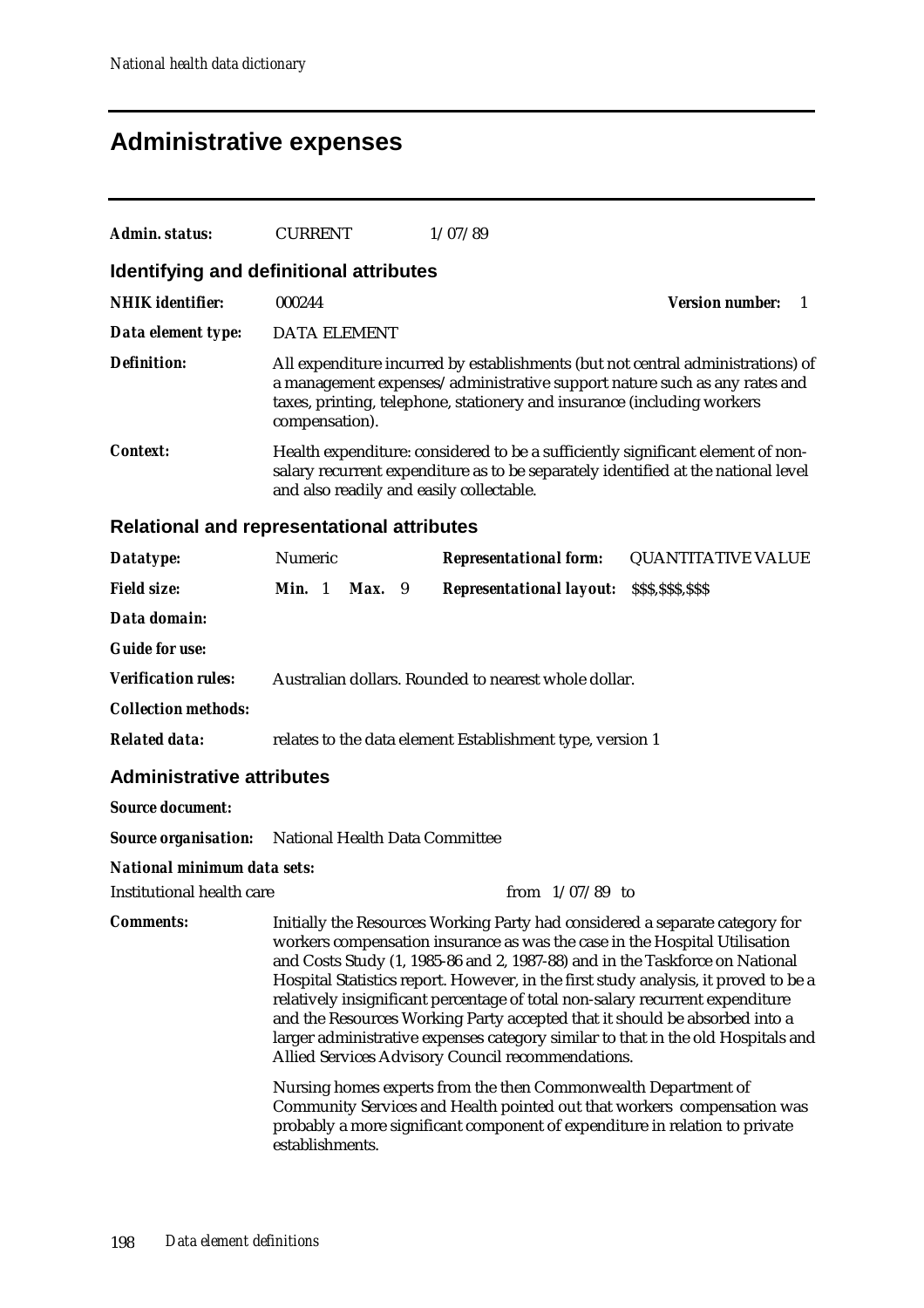# Administrative expenses

**Admin. status:** CURRENT 1/07/89

## Identifying and definitional attributes

**NHIK identifier:** 000244 **Version number:** 1

**Data element type:** DATA ELEMENT

**Definition:** All expenditure incurred by establishments (but not central administrations) of a management expenses/administrative support nature such as any rates and taxes, printing, telephone, stationery and insurance (including workers compensation).

**Context:** Health expenditure: considered to be a sufficiently significant element of non-salary recurrent expenditure as to be separately identified at the national level and also readily and easily collectable.

## Relational and representational attributes

**Datatype:** Numeric **Representational form:** QUANTITATIVE VALUE

**Field size:** **Min.** 1 **Max.** 9 **Representational layout:** $$$,$$$,$$$

**Data domain:**

**Guide for use:**

**Verification rules:** Australian dollars. Rounded to nearest whole dollar.

**Collection methods:**

**Related data:** relates to the data element Establishment type, version 1

## Administrative attributes

**Source document:**

**Source organisation:** National Health Data Committee

**National minimum data sets:**

Institutional health care from 1/07/89 to

**Comments:** Initially the Resources Working Party had considered a separate category for workers compensation insurance as was the case in the Hospital Utilisation and Costs Study (1, 1985-86 and 2, 1987-88) and in the Taskforce on National Hospital Statistics report. However, in the first study analysis, it proved to be a relatively insignificant percentage of total non-salary recurrent expenditure and the Resources Working Party accepted that it should be absorbed into a larger administrative expenses category similar to that in the old Hospitals and Allied Services Advisory Council recommendations.

Nursing homes experts from the then Commonwealth Department of Community Services and Health pointed out that workers compensation was probably a more significant component of expenditure in relation to private establishments.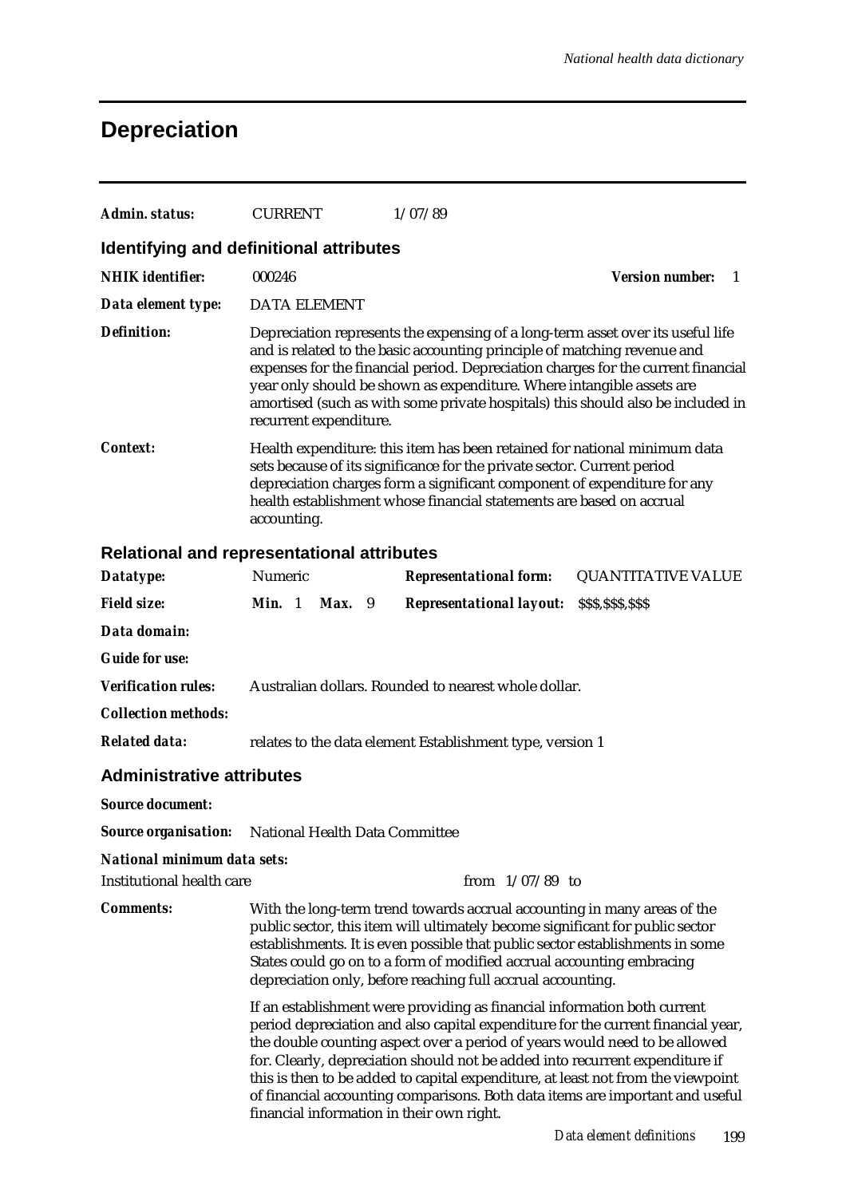# Depreciation

***Admin. status:*** CURRENT 1/07/89

## Identifying and definitional attributes

***NHIK identifier:*** 000246 ***Version number:*** 1

***Data element type:*** DATA ELEMENT

***Definition:*** Depreciation represents the expensing of a long-term asset over its useful life and is related to the basic accounting principle of matching revenue and expenses for the financial period. Depreciation charges for the current financial year only should be shown as expenditure. Where intangible assets are amortised (such as with some private hospitals) this should also be included in recurrent expenditure.

***Context:*** Health expenditure: this item has been retained for national minimum data sets because of its significance for the private sector. Current period depreciation charges form a significant component of expenditure for any health establishment whose financial statements are based on accrual accounting.

## Relational and representational attributes

***Datatype:*** Numeric ***Representational form:*** QUANTITATIVE VALUE

***Field size:*** ***Min.*** 1 ***Max.*** 9 ***Representational layout:*** $$$,$$$,$$$

***Data domain:***

***Guide for use:***

***Verification rules:*** Australian dollars. Rounded to nearest whole dollar.

***Collection methods:***

***Related data:*** relates to the data element Establishment type, version 1

## Administrative attributes

***Source document:***

***Source organisation:*** National Health Data Committee

***National minimum data sets:***

Institutional health care from 1/07/89 to

***Comments:*** With the long-term trend towards accrual accounting in many areas of the public sector, this item will ultimately become significant for public sector establishments. It is even possible that public sector establishments in some States could go on to a form of modified accrual accounting embracing depreciation only, before reaching full accrual accounting.

If an establishment were providing as financial information both current period depreciation and also capital expenditure for the current financial year, the double counting aspect over a period of years would need to be allowed for. Clearly, depreciation should not be added into recurrent expenditure if this is then to be added to capital expenditure, at least not from the viewpoint of financial accounting comparisons. Both data items are important and useful financial information in their own right.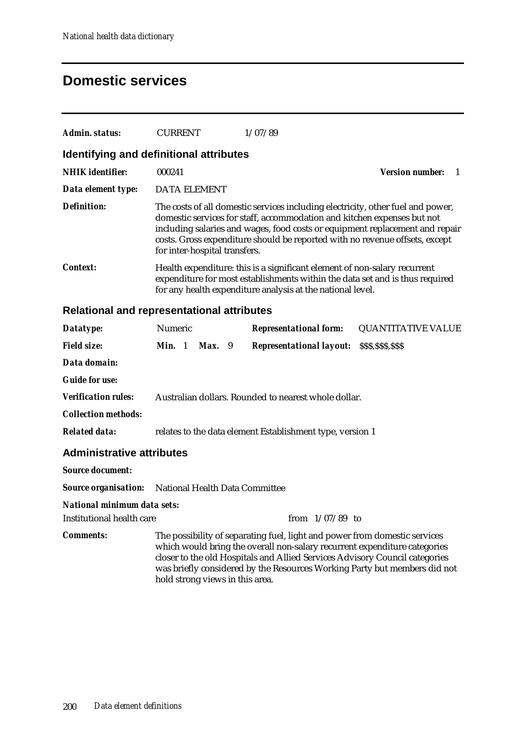# Domestic services

***Admin. status:*** CURRENT 1/07/89

## Identifying and definitional attributes

***NHIK identifier:*** 000241 ***Version number:*** 1

***Data element type:*** DATA ELEMENT

***Definition:*** The costs of all domestic services including electricity, other fuel and power, domestic services for staff, accommodation and kitchen expenses but not including salaries and wages, food costs or equipment replacement and repair costs. Gross expenditure should be reported with no revenue offsets, except for inter-hospital transfers.

***Context:*** Health expenditure: this is a significant element of non-salary recurrent expenditure for most establishments within the data set and is thus required for any health expenditure analysis at the national level.

## Relational and representational attributes

***Datatype:*** Numeric ***Representational form:*** QUANTITATIVE VALUE

***Field size:*** ***Min.*** 1 ***Max.*** 9 ***Representational layout:*** $$$,$$$,$$$

***Data domain:***

***Guide for use:***

***Verification rules:*** Australian dollars. Rounded to nearest whole dollar.

***Collection methods:***

***Related data:*** relates to the data element Establishment type, version 1

## Administrative attributes

***Source document:***

***Source organisation:*** National Health Data Committee

***National minimum data sets:***

Institutional health care from 1/07/89 to

***Comments:*** The possibility of separating fuel, light and power from domestic services which would bring the overall non-salary recurrent expenditure categories closer to the old Hospitals and Allied Services Advisory Council categories was briefly considered by the Resources Working Party but members did not hold strong views in this area.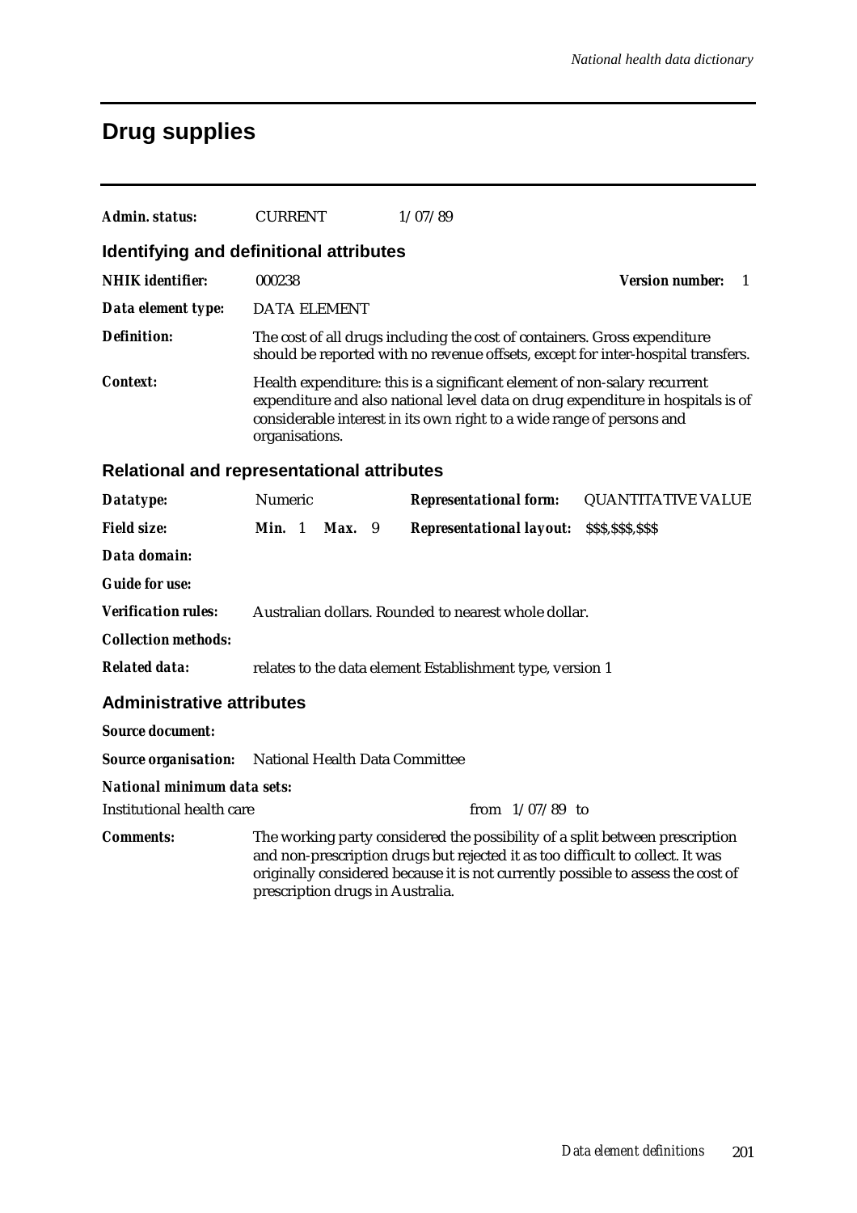# Drug supplies

***Admin. status:*** CURRENT 1/07/89

## Identifying and definitional attributes

***NHIK identifier:*** 000238 ***Version number:*** 1

***Data element type:*** DATA ELEMENT

***Definition:*** The cost of all drugs including the cost of containers. Gross expenditure should be reported with no revenue offsets, except for inter-hospital transfers.

***Context:*** Health expenditure: this is a significant element of non-salary recurrent expenditure and also national level data on drug expenditure in hospitals is of considerable interest in its own right to a wide range of persons and organisations.

## Relational and representational attributes

***Datatype:*** Numeric ***Representational form:*** QUANTITATIVE VALUE

***Field size:*** ***Min.*** 1 ***Max.*** 9 ***Representational layout:*** $$$,$$$,$$$

***Data domain:***

***Guide for use:***

***Verification rules:*** Australian dollars. Rounded to nearest whole dollar.

***Collection methods:***

***Related data:*** relates to the data element Establishment type, version 1

## Administrative attributes

***Source document:***

***Source organisation:*** National Health Data Committee

***National minimum data sets:***

Institutional health care from 1/07/89 to

***Comments:*** The working party considered the possibility of a split between prescription and non-prescription drugs but rejected it as too difficult to collect. It was originally considered because it is not currently possible to assess the cost of prescription drugs in Australia.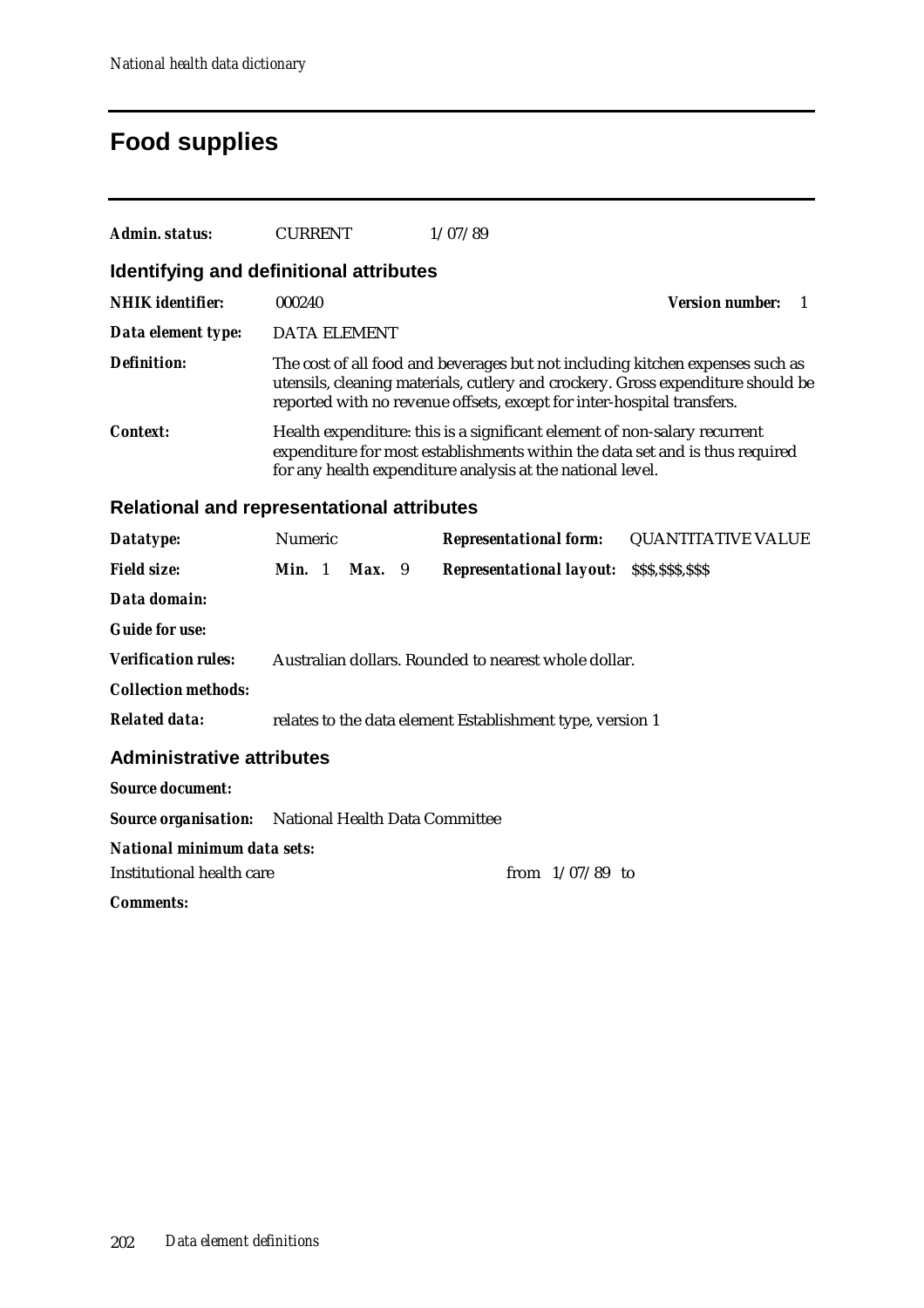# Food supplies

**Admin. status:** CURRENT 1/07/89

## Identifying and definitional attributes

**NHIK identifier:** 000240 **Version number:** 1

**Data element type:** DATA ELEMENT

**Definition:** The cost of all food and beverages but not including kitchen expenses such as utensils, cleaning materials, cutlery and crockery. Gross expenditure should be reported with no revenue offsets, except for inter-hospital transfers.

**Context:** Health expenditure: this is a significant element of non-salary recurrent expenditure for most establishments within the data set and is thus required for any health expenditure analysis at the national level.

## Relational and representational attributes

**Datatype:** Numeric **Representational form:** QUANTITATIVE VALUE

**Field size:** **Min.** 1 **Max.** 9 **Representational layout:** $$$,$$$,$$$

**Data domain:**

**Guide for use:**

**Verification rules:** Australian dollars. Rounded to nearest whole dollar.

**Collection methods:**

**Related data:** relates to the data element Establishment type, version 1

## Administrative attributes

**Source document:**

**Source organisation:** National Health Data Committee

**National minimum data sets:**

Institutional health care from 1/07/89 to

**Comments:**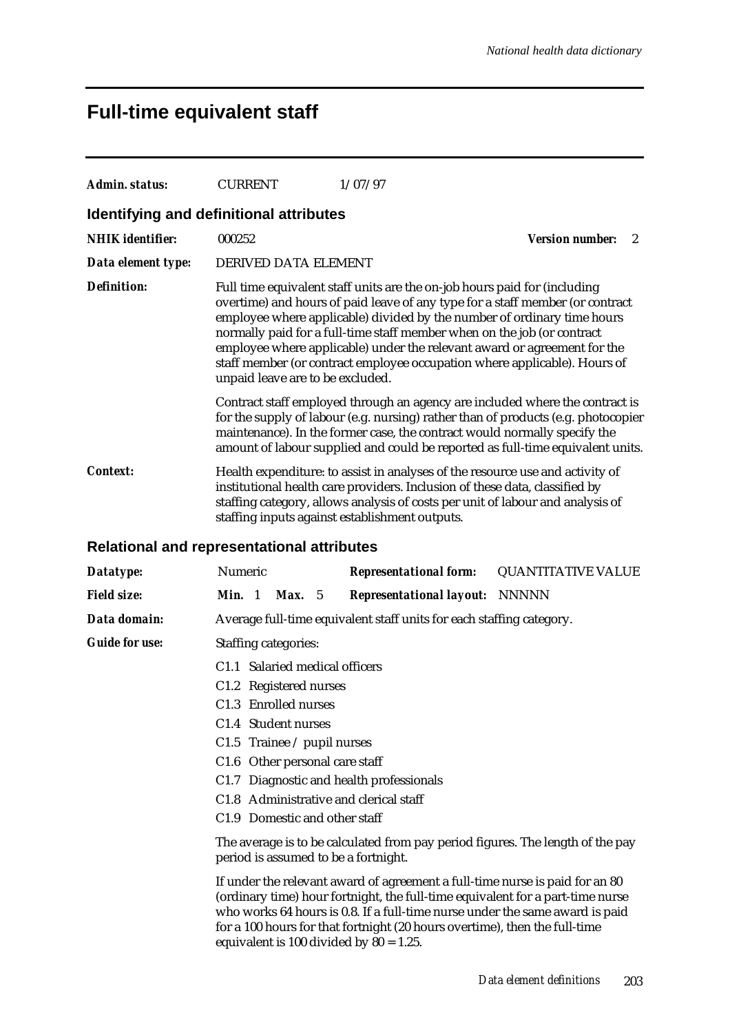# Full-time equivalent staff

**Admin. status:** CURRENT 1/07/97

## Identifying and definitional attributes

**NHIK identifier:** 000252 **Version number:** 2

**Data element type:** DERIVED DATA ELEMENT

**Definition:** Full time equivalent staff units are the on-job hours paid for (including overtime) and hours of paid leave of any type for a staff member (or contract employee where applicable) divided by the number of ordinary time hours normally paid for a full-time staff member when on the job (or contract employee where applicable) under the relevant award or agreement for the staff member (or contract employee occupation where applicable). Hours of unpaid leave are to be excluded.

Contract staff employed through an agency are included where the contract is for the supply of labour (e.g. nursing) rather than of products (e.g. photocopier maintenance). In the former case, the contract would normally specify the amount of labour supplied and could be reported as full-time equivalent units.

**Context:** Health expenditure: to assist in analyses of the resource use and activity of institutional health care providers. Inclusion of these data, classified by staffing category, allows analysis of costs per unit of labour and analysis of staffing inputs against establishment outputs.

## Relational and representational attributes

**Datatype:** Numeric **Representational form:** QUANTITATIVE VALUE

**Field size:** **Min.** 1 **Max.** 5 **Representational layout:** NNNNN

**Data domain:** Average full-time equivalent staff units for each staffing category.

**Guide for use:** Staffing categories:

- C1.1 Salaried medical officers
- C1.2 Registered nurses
- C1.3 Enrolled nurses
- C1.4 Student nurses
- C1.5 Trainee / pupil nurses
- C1.6 Other personal care staff
- C1.7 Diagnostic and health professionals
- C1.8 Administrative and clerical staff
- C1.9 Domestic and other staff

The average is to be calculated from pay period figures. The length of the pay period is assumed to be a fortnight.

If under the relevant award of agreement a full-time nurse is paid for an 80 (ordinary time) hour fortnight, the full-time equivalent for a part-time nurse who works 64 hours is 0.8. If a full-time nurse under the same award is paid for a 100 hours for that fortnight (20 hours overtime), then the full-time equivalent is 100 divided by 80 = 1.25.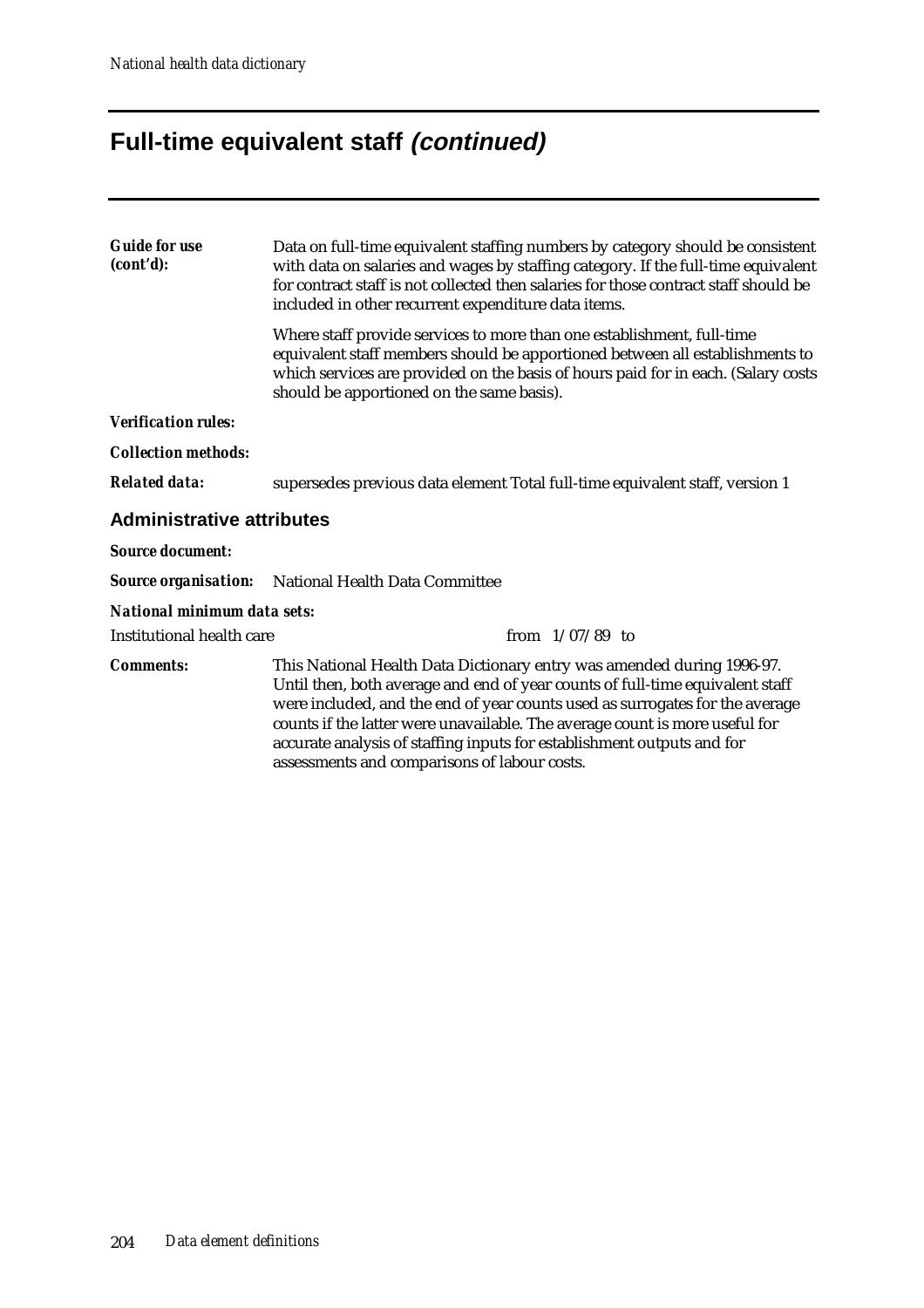## Full-time equivalent staff *(continued)*

***Guide for use (cont'd):*** Data on full-time equivalent staffing numbers by category should be consistent with data on salaries and wages by staffing category. If the full-time equivalent for contract staff is not collected then salaries for those contract staff should be included in other recurrent expenditure data items.

Where staff provide services to more than one establishment, full-time equivalent staff members should be apportioned between all establishments to which services are provided on the basis of hours paid for in each. (Salary costs should be apportioned on the same basis).

***Verification rules:***

***Collection methods:***

***Related data:*** supersedes previous data element Total full-time equivalent staff, version 1

### Administrative attributes

***Source document:***

***Source organisation:*** National Health Data Committee

***National minimum data sets:***

Institutional health care from 1/07/89 to

***Comments:*** This National Health Data Dictionary entry was amended during 1996-97. Until then, both average and end of year counts of full-time equivalent staff were included, and the end of year counts used as surrogates for the average counts if the latter were unavailable. The average count is more useful for accurate analysis of staffing inputs for establishment outputs and for assessments and comparisons of labour costs.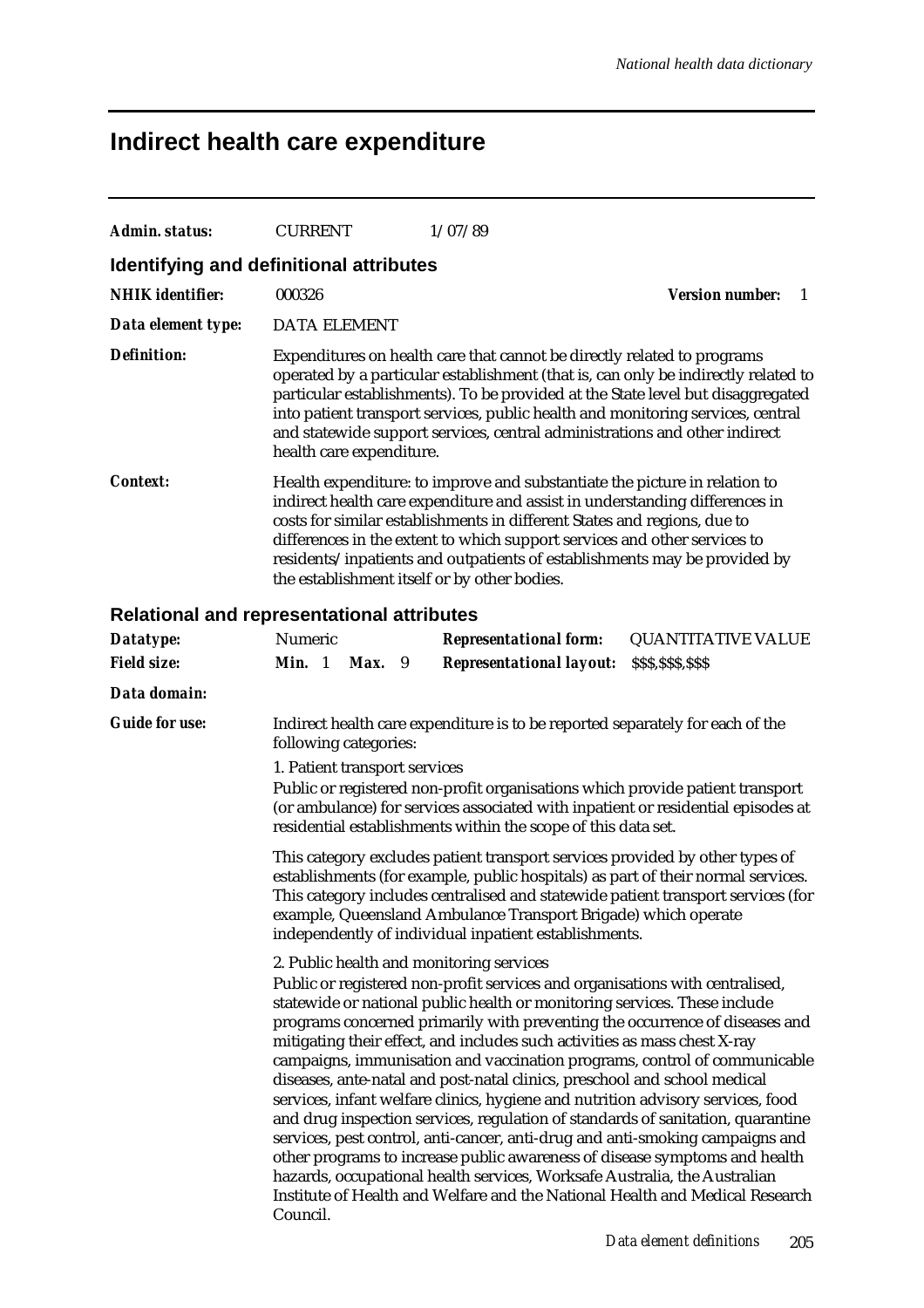# Indirect health care expenditure

| | | |
|---|---|---|
| ***Admin. status:*** | CURRENT | 1/07/89 |

## Identifying and definitional attributes

| | | | |
|---|---|---|---|
| ***NHIK identifier:*** | 000326 | ***Version number:*** | 1 |
| ***Data element type:*** | DATA ELEMENT | | |

***Definition:*** Expenditures on health care that cannot be directly related to programs operated by a particular establishment (that is, can only be indirectly related to particular establishments). To be provided at the State level but disaggregated into patient transport services, public health and monitoring services, central and statewide support services, central administrations and other indirect health care expenditure.

***Context:*** Health expenditure: to improve and substantiate the picture in relation to indirect health care expenditure and assist in understanding differences in costs for similar establishments in different States and regions, due to differences in the extent to which support services and other services to residents/inpatients and outpatients of establishments may be provided by the establishment itself or by other bodies.

## Relational and representational attributes

| | | | |
|---|---|---|---|
| ***Datatype:*** | Numeric | ***Representational form:*** | QUANTITATIVE VALUE |
| ***Field size:*** | ***Min.*** 1 ***Max.*** 9 | ***Representational layout:*** | $$$,$$$,$$$ |

***Data domain:***

***Guide for use:*** Indirect health care expenditure is to be reported separately for each of the following categories:

1. Patient transport services

Public or registered non-profit organisations which provide patient transport (or ambulance) for services associated with inpatient or residential episodes at residential establishments within the scope of this data set.

This category excludes patient transport services provided by other types of establishments (for example, public hospitals) as part of their normal services. This category includes centralised and statewide patient transport services (for example, Queensland Ambulance Transport Brigade) which operate independently of individual inpatient establishments.

2. Public health and monitoring services

Public or registered non-profit services and organisations with centralised, statewide or national public health or monitoring services. These include programs concerned primarily with preventing the occurrence of diseases and mitigating their effect, and includes such activities as mass chest X-ray campaigns, immunisation and vaccination programs, control of communicable diseases, ante-natal and post-natal clinics, preschool and school medical services, infant welfare clinics, hygiene and nutrition advisory services, food and drug inspection services, regulation of standards of sanitation, quarantine services, pest control, anti-cancer, anti-drug and anti-smoking campaigns and other programs to increase public awareness of disease symptoms and health hazards, occupational health services, Worksafe Australia, the Australian Institute of Health and Welfare and the National Health and Medical Research Council.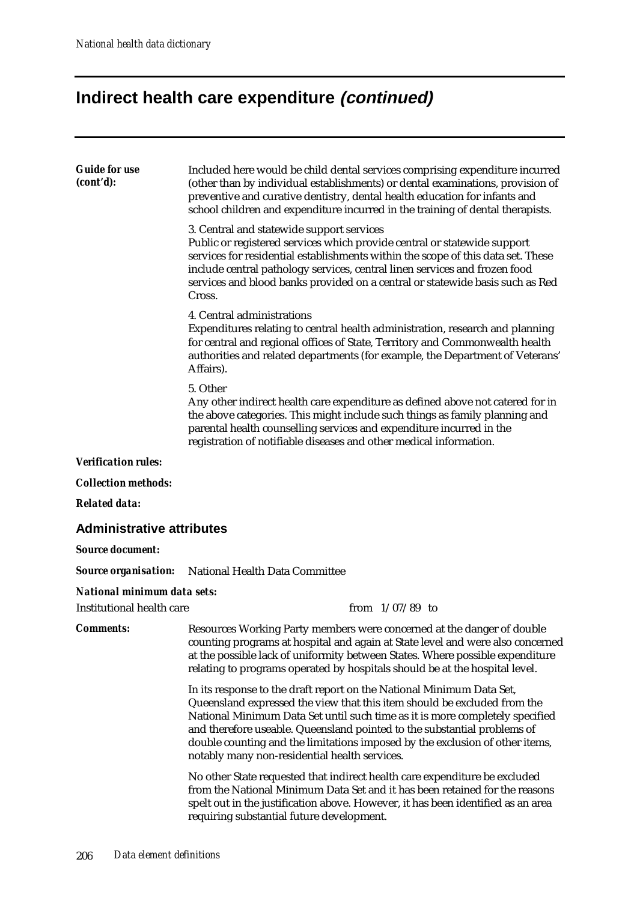# Indirect health care expenditure *(continued)*

***Guide for use (cont'd):*** Included here would be child dental services comprising expenditure incurred (other than by individual establishments) or dental examinations, provision of preventive and curative dentistry, dental health education for infants and school children and expenditure incurred in the training of dental therapists.

3. Central and statewide support services
Public or registered services which provide central or statewide support services for residential establishments within the scope of this data set. These include central pathology services, central linen services and frozen food services and blood banks provided on a central or statewide basis such as Red Cross.

4. Central administrations
Expenditures relating to central health administration, research and planning for central and regional offices of State, Territory and Commonwealth health authorities and related departments (for example, the Department of Veterans' Affairs).

5. Other
Any other indirect health care expenditure as defined above not catered for in the above categories. This might include such things as family planning and parental health counselling services and expenditure incurred in the registration of notifiable diseases and other medical information.

***Verification rules:***

***Collection methods:***

***Related data:***

## Administrative attributes

***Source document:***

***Source organisation:*** National Health Data Committee

***National minimum data sets:***

Institutional health care from 1/07/89 to

***Comments:*** Resources Working Party members were concerned at the danger of double counting programs at hospital and again at State level and were also concerned at the possible lack of uniformity between States. Where possible expenditure relating to programs operated by hospitals should be at the hospital level.

In its response to the draft report on the National Minimum Data Set, Queensland expressed the view that this item should be excluded from the National Minimum Data Set until such time as it is more completely specified and therefore useable. Queensland pointed to the substantial problems of double counting and the limitations imposed by the exclusion of other items, notably many non-residential health services.

No other State requested that indirect health care expenditure be excluded from the National Minimum Data Set and it has been retained for the reasons spelt out in the justification above. However, it has been identified as an area requiring substantial future development.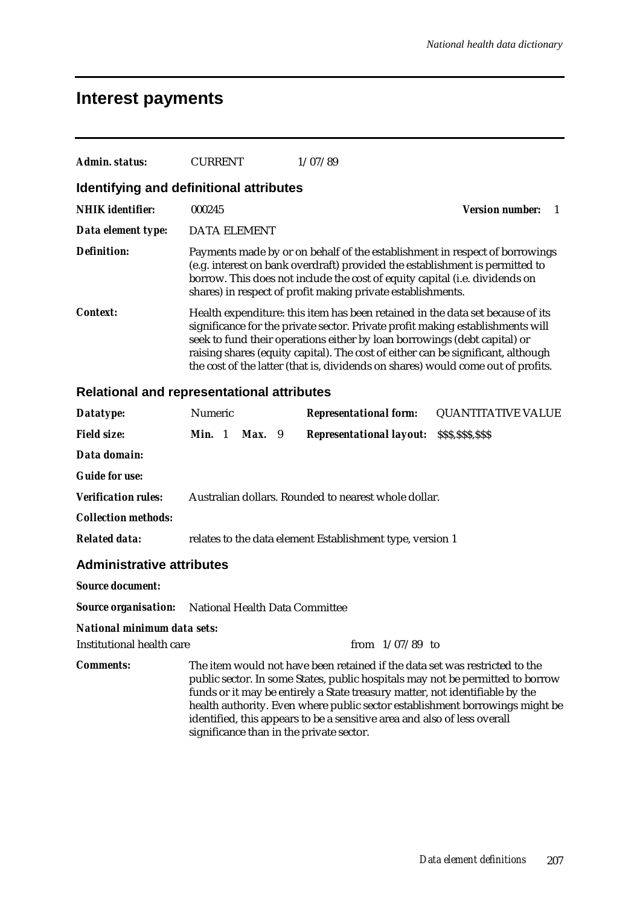# Interest payments

**Admin. status:** CURRENT 1/07/89

## Identifying and definitional attributes

**NHIK identifier:** 000245 **Version number:** 1

**Data element type:** DATA ELEMENT

**Definition:** Payments made by or on behalf of the establishment in respect of borrowings (e.g. interest on bank overdraft) provided the establishment is permitted to borrow. This does not include the cost of equity capital (i.e. dividends on shares) in respect of profit making private establishments.

**Context:** Health expenditure: this item has been retained in the data set because of its significance for the private sector. Private profit making establishments will seek to fund their operations either by loan borrowings (debt capital) or raising shares (equity capital). The cost of either can be significant, although the cost of the latter (that is, dividends on shares) would come out of profits.

## Relational and representational attributes

**Datatype:** Numeric **Representational form:** QUANTITATIVE VALUE

**Field size:** **Min.** 1 **Max.** 9 **Representational layout:** $$$,$$$,$$$

**Data domain:**

**Guide for use:**

**Verification rules:** Australian dollars. Rounded to nearest whole dollar.

**Collection methods:**

**Related data:** relates to the data element Establishment type, version 1

## Administrative attributes

**Source document:**

**Source organisation:** National Health Data Committee

**National minimum data sets:**

Institutional health care from 1/07/89 to

**Comments:** The item would not have been retained if the data set was restricted to the public sector. In some States, public hospitals may not be permitted to borrow funds or it may be entirely a State treasury matter, not identifiable by the health authority. Even where public sector establishment borrowings might be identified, this appears to be a sensitive area and also of less overall significance than in the private sector.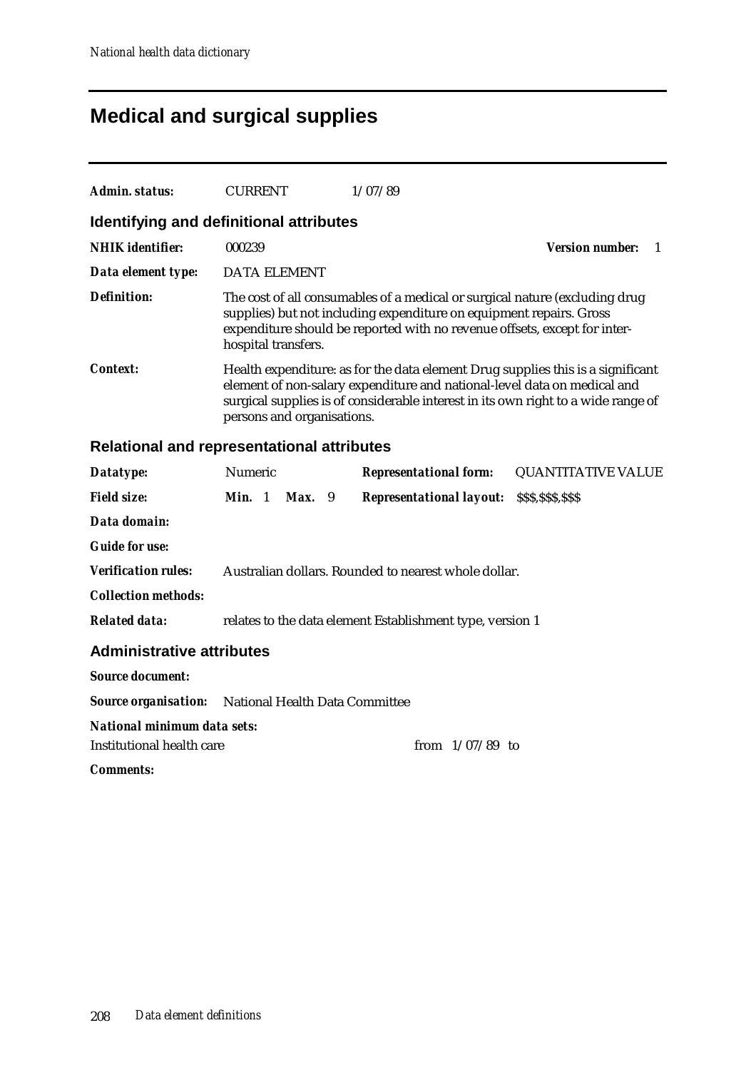# Medical and surgical supplies

***Admin. status:*** CURRENT 1/07/89

## Identifying and definitional attributes

***NHIK identifier:*** 000239 ***Version number:*** 1

***Data element type:*** DATA ELEMENT

***Definition:*** The cost of all consumables of a medical or surgical nature (excluding drug supplies) but not including expenditure on equipment repairs. Gross expenditure should be reported with no revenue offsets, except for inter-hospital transfers.

***Context:*** Health expenditure: as for the data element Drug supplies this is a significant element of non-salary expenditure and national-level data on medical and surgical supplies is of considerable interest in its own right to a wide range of persons and organisations.

## Relational and representational attributes

***Datatype:*** Numeric ***Representational form:*** QUANTITATIVE VALUE

***Field size:*** ***Min.*** 1 ***Max.*** 9 ***Representational layout:*** $$$,$$$,$$$

***Data domain:***

***Guide for use:***

***Verification rules:*** Australian dollars. Rounded to nearest whole dollar.

***Collection methods:***

***Related data:*** relates to the data element Establishment type, version 1

## Administrative attributes

***Source document:***

***Source organisation:*** National Health Data Committee

***National minimum data sets:***

Institutional health care from 1/07/89 to

***Comments:***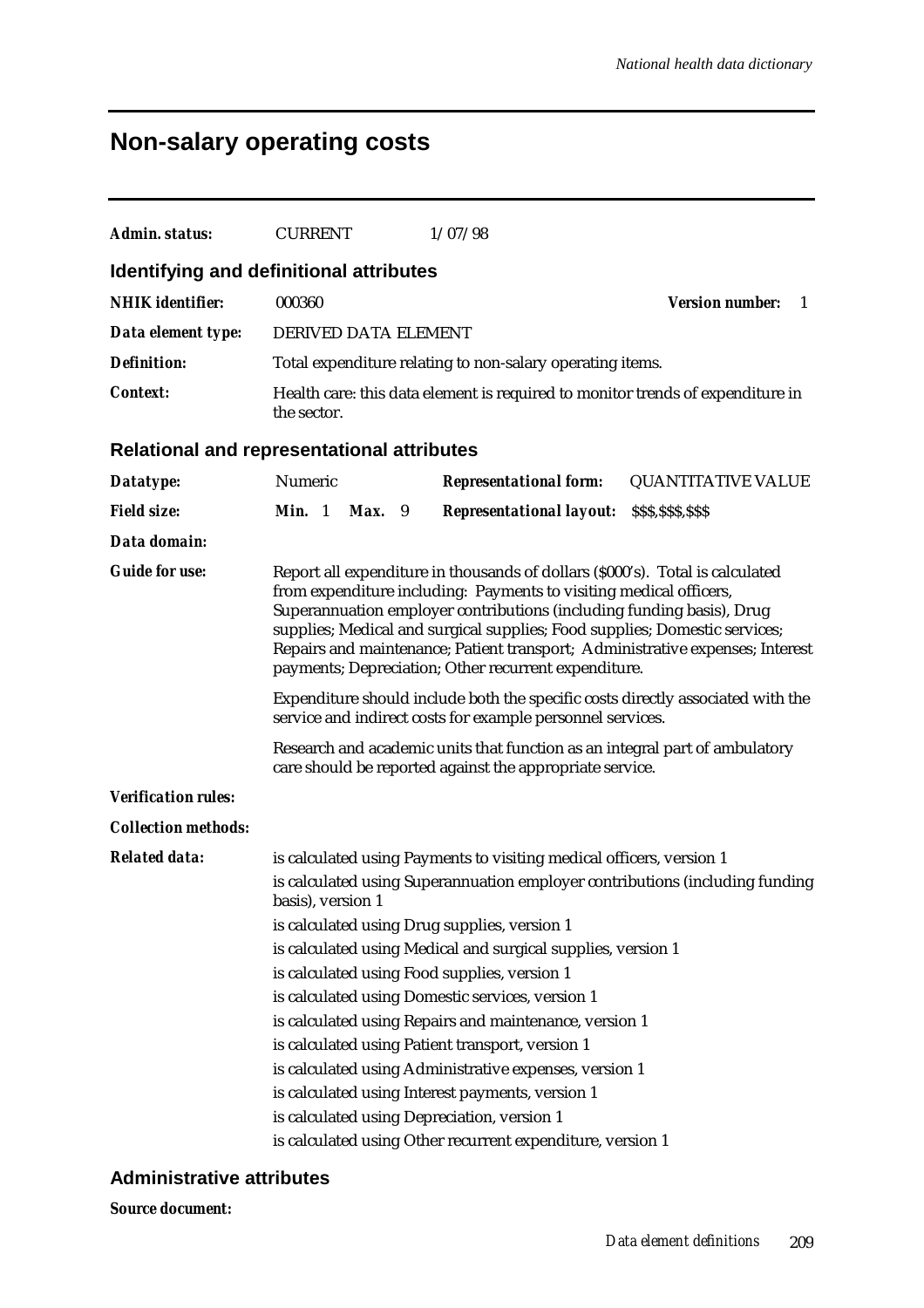# Non-salary operating costs

| | | |
|---|---|---|
| ***Admin. status:*** | CURRENT | 1/07/98 |

## Identifying and definitional attributes

| | |
|---|---|
| ***NHIK identifier:*** | 000360 &nbsp;&nbsp;&nbsp;&nbsp; ***Version number:*** 1 |
| ***Data element type:*** | DERIVED DATA ELEMENT |
| ***Definition:*** | Total expenditure relating to non-salary operating items. |
| ***Context:*** | Health care: this data element is required to monitor trends of expenditure in the sector. |

## Relational and representational attributes

| | | | |
|---|---|---|---|
| ***Datatype:*** | Numeric | ***Representational form:*** | QUANTITATIVE VALUE |
| ***Field size:*** | ***Min.*** 1 ***Max.*** 9 | ***Representational layout:*** | $$$,$$$,$$$ |

***Data domain:***

***Guide for use:***

Report all expenditure in thousands of dollars ($000's). Total is calculated from expenditure including: Payments to visiting medical officers, Superannuation employer contributions (including funding basis), Drug supplies; Medical and surgical supplies; Food supplies; Domestic services; Repairs and maintenance; Patient transport; Administrative expenses; Interest payments; Depreciation; Other recurrent expenditure.

Expenditure should include both the specific costs directly associated with the service and indirect costs for example personnel services.

Research and academic units that function as an integral part of ambulatory care should be reported against the appropriate service.

***Verification rules:***

***Collection methods:***

***Related data:***

is calculated using Payments to visiting medical officers, version 1

is calculated using Superannuation employer contributions (including funding basis), version 1

is calculated using Drug supplies, version 1

is calculated using Medical and surgical supplies, version 1

is calculated using Food supplies, version 1

is calculated using Domestic services, version 1

is calculated using Repairs and maintenance, version 1

is calculated using Patient transport, version 1

is calculated using Administrative expenses, version 1

is calculated using Interest payments, version 1

is calculated using Depreciation, version 1

is calculated using Other recurrent expenditure, version 1

## Administrative attributes

***Source document:***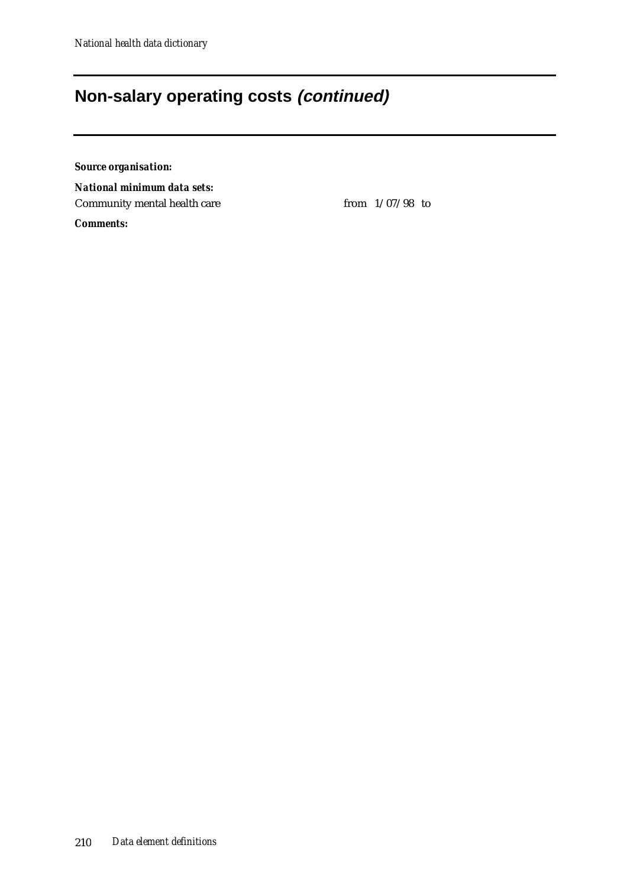# Non-salary operating costs *(continued)*

***Source organisation:***

***National minimum data sets:***

Community mental health care from 1/07/98 to

***Comments:***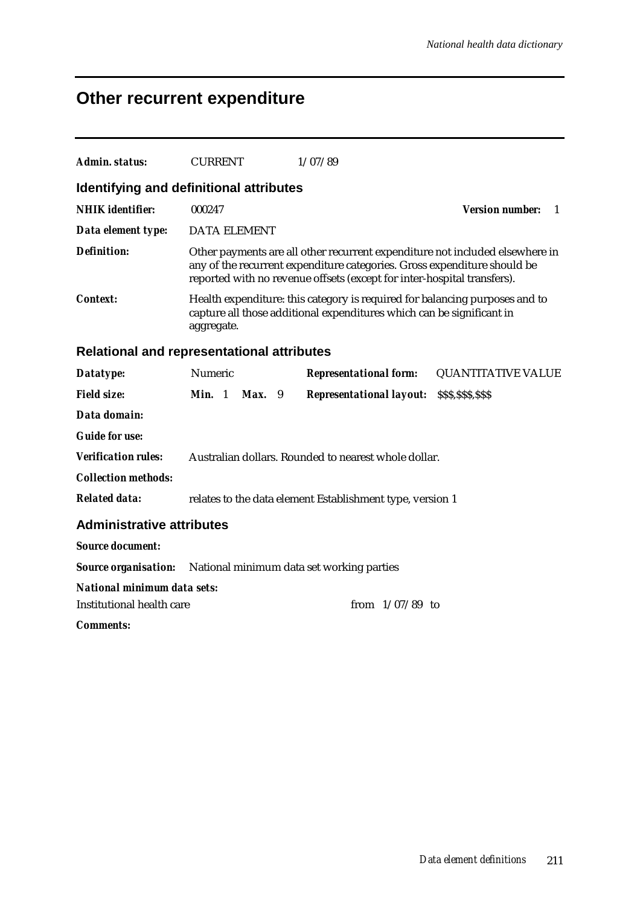# Other recurrent expenditure

***Admin. status:*** CURRENT 1/07/89

## Identifying and definitional attributes

***NHIK identifier:*** 000247 ***Version number:*** 1

***Data element type:*** DATA ELEMENT

***Definition:*** Other payments are all other recurrent expenditure not included elsewhere in any of the recurrent expenditure categories. Gross expenditure should be reported with no revenue offsets (except for inter-hospital transfers).

***Context:*** Health expenditure: this category is required for balancing purposes and to capture all those additional expenditures which can be significant in aggregate.

## Relational and representational attributes

***Datatype:*** Numeric ***Representational form:*** QUANTITATIVE VALUE

***Field size:*** ***Min.*** 1 ***Max.*** 9 ***Representational layout:*** $$$,$$$,$$$

***Data domain:***

***Guide for use:***

***Verification rules:*** Australian dollars. Rounded to nearest whole dollar.

***Collection methods:***

***Related data:*** relates to the data element Establishment type, version 1

## Administrative attributes

***Source document:***

***Source organisation:*** National minimum data set working parties

***National minimum data sets:***

Institutional health care from 1/07/89 to

***Comments:***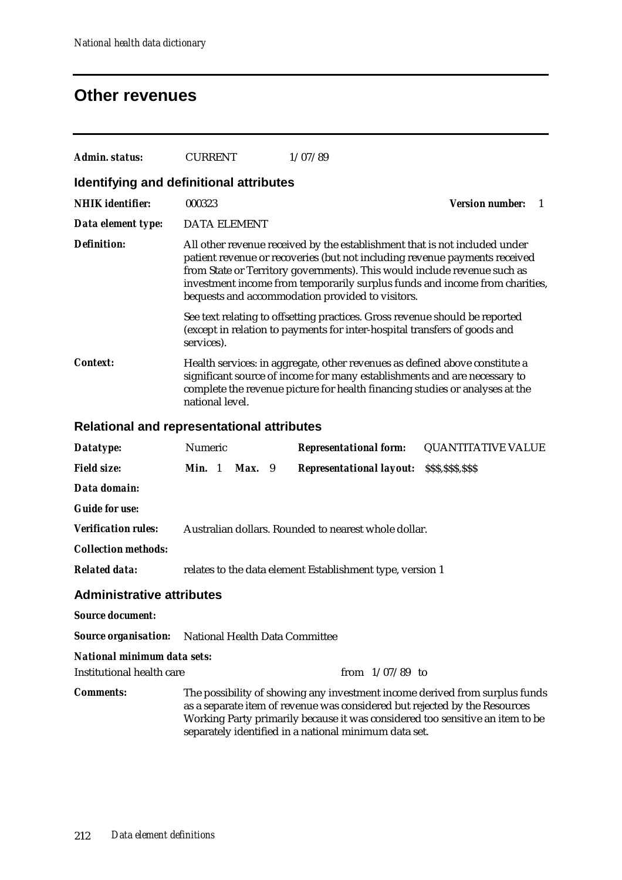# Other revenues

**Admin. status:** CURRENT 1/07/89

## Identifying and definitional attributes

**NHIK identifier:** 000323 **Version number:** 1

**Data element type:** DATA ELEMENT

**Definition:** All other revenue received by the establishment that is not included under patient revenue or recoveries (but not including revenue payments received from State or Territory governments). This would include revenue such as investment income from temporarily surplus funds and income from charities, bequests and accommodation provided to visitors.

See text relating to offsetting practices. Gross revenue should be reported (except in relation to payments for inter-hospital transfers of goods and services).

**Context:** Health services: in aggregate, other revenues as defined above constitute a significant source of income for many establishments and are necessary to complete the revenue picture for health financing studies or analyses at the national level.

## Relational and representational attributes

**Datatype:** Numeric **Representational form:** QUANTITATIVE VALUE

**Field size:** **Min.** 1 **Max.** 9 **Representational layout:** $$$,$$$,$$$

**Data domain:**

**Guide for use:**

**Verification rules:** Australian dollars. Rounded to nearest whole dollar.

**Collection methods:**

**Related data:** relates to the data element Establishment type, version 1

## Administrative attributes

**Source document:**

**Source organisation:** National Health Data Committee

**National minimum data sets:**

Institutional health care from 1/07/89 to

**Comments:** The possibility of showing any investment income derived from surplus funds as a separate item of revenue was considered but rejected by the Resources Working Party primarily because it was considered too sensitive an item to be separately identified in a national minimum data set.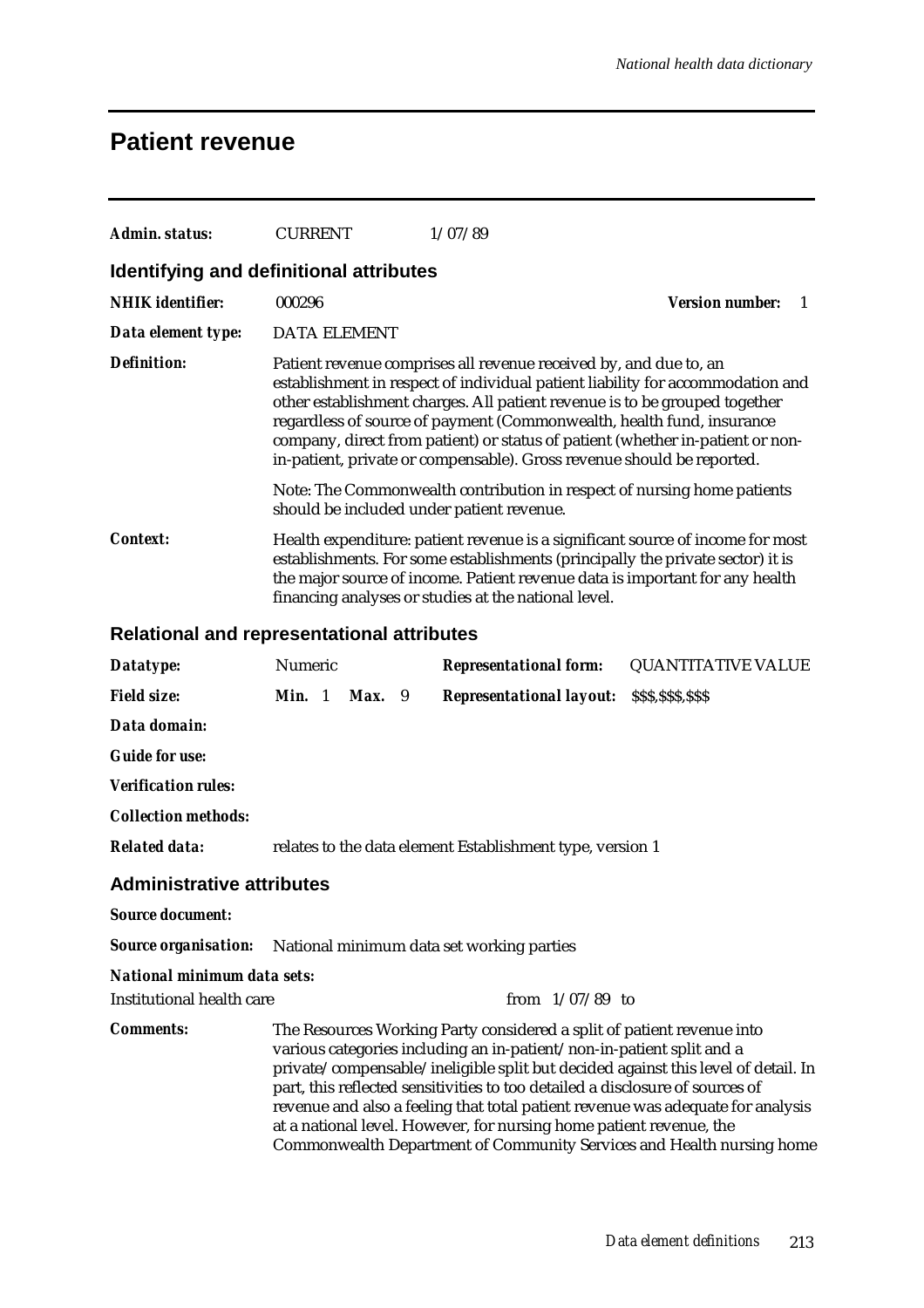## Patient revenue

**Admin. status:** CURRENT 1/07/89

### Identifying and definitional attributes

**NHIK identifier:** 000296 **Version number:** 1

**Data element type:** DATA ELEMENT

**Definition:** Patient revenue comprises all revenue received by, and due to, an establishment in respect of individual patient liability for accommodation and other establishment charges. All patient revenue is to be grouped together regardless of source of payment (Commonwealth, health fund, insurance company, direct from patient) or status of patient (whether in-patient or non-in-patient, private or compensable). Gross revenue should be reported.

Note: The Commonwealth contribution in respect of nursing home patients should be included under patient revenue.

**Context:** Health expenditure: patient revenue is a significant source of income for most establishments. For some establishments (principally the private sector) it is the major source of income. Patient revenue data is important for any health financing analyses or studies at the national level.

### Relational and representational attributes

**Datatype:** Numeric **Representational form:** QUANTITATIVE VALUE

**Field size:** **Min.** 1 **Max.** 9 **Representational layout:** $$$,$$$,$$$

**Data domain:**

**Guide for use:**

**Verification rules:**

**Collection methods:**

**Related data:** relates to the data element Establishment type, version 1

### Administrative attributes

**Source document:**

**Source organisation:** National minimum data set working parties

**National minimum data sets:**

Institutional health care from 1/07/89 to

**Comments:** The Resources Working Party considered a split of patient revenue into various categories including an in-patient/non-in-patient split and a private/compensable/ineligible split but decided against this level of detail. In part, this reflected sensitivities to too detailed a disclosure of sources of revenue and also a feeling that total patient revenue was adequate for analysis at a national level. However, for nursing home patient revenue, the Commonwealth Department of Community Services and Health nursing home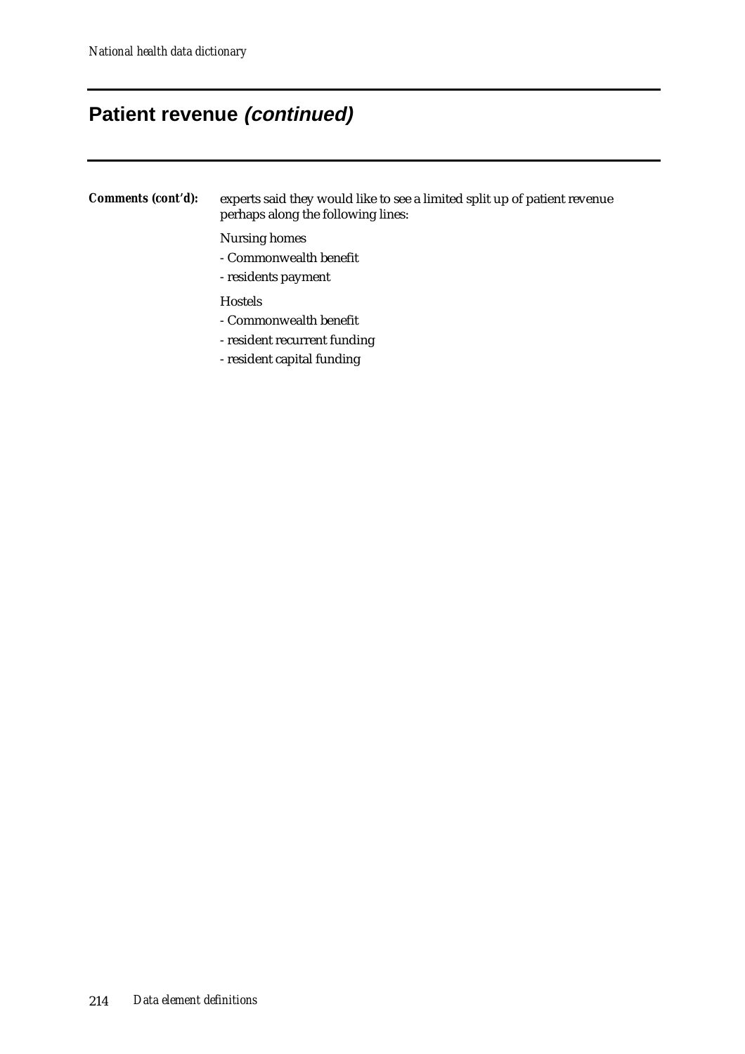## Patient revenue *(continued)*

***Comments (cont'd):*** experts said they would like to see a limited split up of patient revenue perhaps along the following lines:

Nursing homes

- Commonwealth benefit
- residents payment

Hostels

- Commonwealth benefit
- resident recurrent funding
- resident capital funding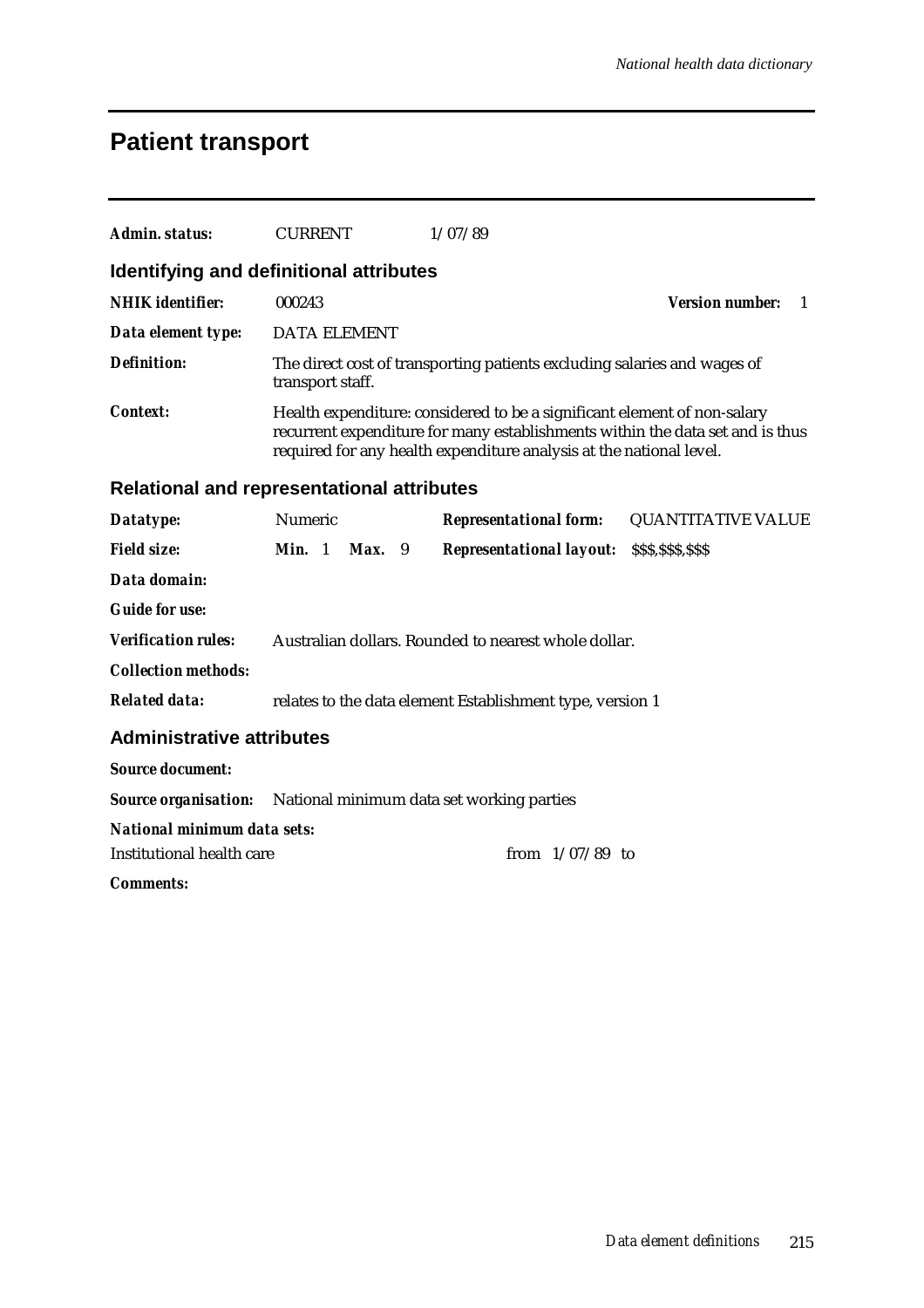# Patient transport

***Admin. status:*** CURRENT 1/07/89

## Identifying and definitional attributes

***NHIK identifier:*** 000243 ***Version number:*** 1

***Data element type:*** DATA ELEMENT

***Definition:*** The direct cost of transporting patients excluding salaries and wages of transport staff.

***Context:*** Health expenditure: considered to be a significant element of non-salary recurrent expenditure for many establishments within the data set and is thus required for any health expenditure analysis at the national level.

## Relational and representational attributes

***Datatype:*** Numeric ***Representational form:*** QUANTITATIVE VALUE

***Field size:*** **Min.** 1 **Max.** 9 ***Representational layout:*** $$$,$$$,$$$

***Data domain:***

***Guide for use:***

***Verification rules:*** Australian dollars. Rounded to nearest whole dollar.

***Collection methods:***

***Related data:*** relates to the data element Establishment type, version 1

## Administrative attributes

***Source document:***

***Source organisation:*** National minimum data set working parties

***National minimum data sets:***

Institutional health care from 1/07/89 to

***Comments:***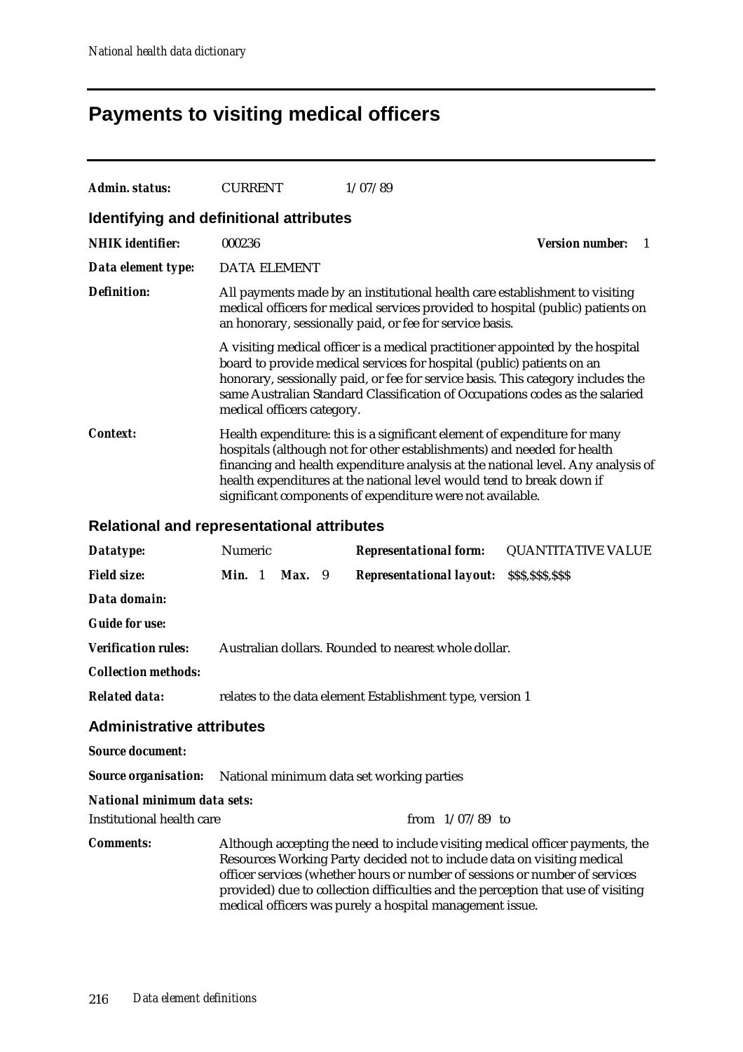# Payments to visiting medical officers

**Admin. status:** CURRENT 1/07/89

## Identifying and definitional attributes

**NHIK identifier:** 000236 **Version number:** 1

**Data element type:** DATA ELEMENT

**Definition:** All payments made by an institutional health care establishment to visiting medical officers for medical services provided to hospital (public) patients on an honorary, sessionally paid, or fee for service basis.

A visiting medical officer is a medical practitioner appointed by the hospital board to provide medical services for hospital (public) patients on an honorary, sessionally paid, or fee for service basis. This category includes the same Australian Standard Classification of Occupations codes as the salaried medical officers category.

**Context:** Health expenditure: this is a significant element of expenditure for many hospitals (although not for other establishments) and needed for health financing and health expenditure analysis at the national level. Any analysis of health expenditures at the national level would tend to break down if significant components of expenditure were not available.

## Relational and representational attributes

**Datatype:** Numeric **Representational form:** QUANTITATIVE VALUE

**Field size:** **Min.** 1 **Max.** 9 **Representational layout:** $$$,$$$,$$$

**Data domain:**

**Guide for use:**

**Verification rules:** Australian dollars. Rounded to nearest whole dollar.

**Collection methods:**

**Related data:** relates to the data element Establishment type, version 1

## Administrative attributes

**Source document:**

**Source organisation:** National minimum data set working parties

**National minimum data sets:**

Institutional health care from 1/07/89 to

**Comments:** Although accepting the need to include visiting medical officer payments, the Resources Working Party decided not to include data on visiting medical officer services (whether hours or number of sessions or number of services provided) due to collection difficulties and the perception that use of visiting medical officers was purely a hospital management issue.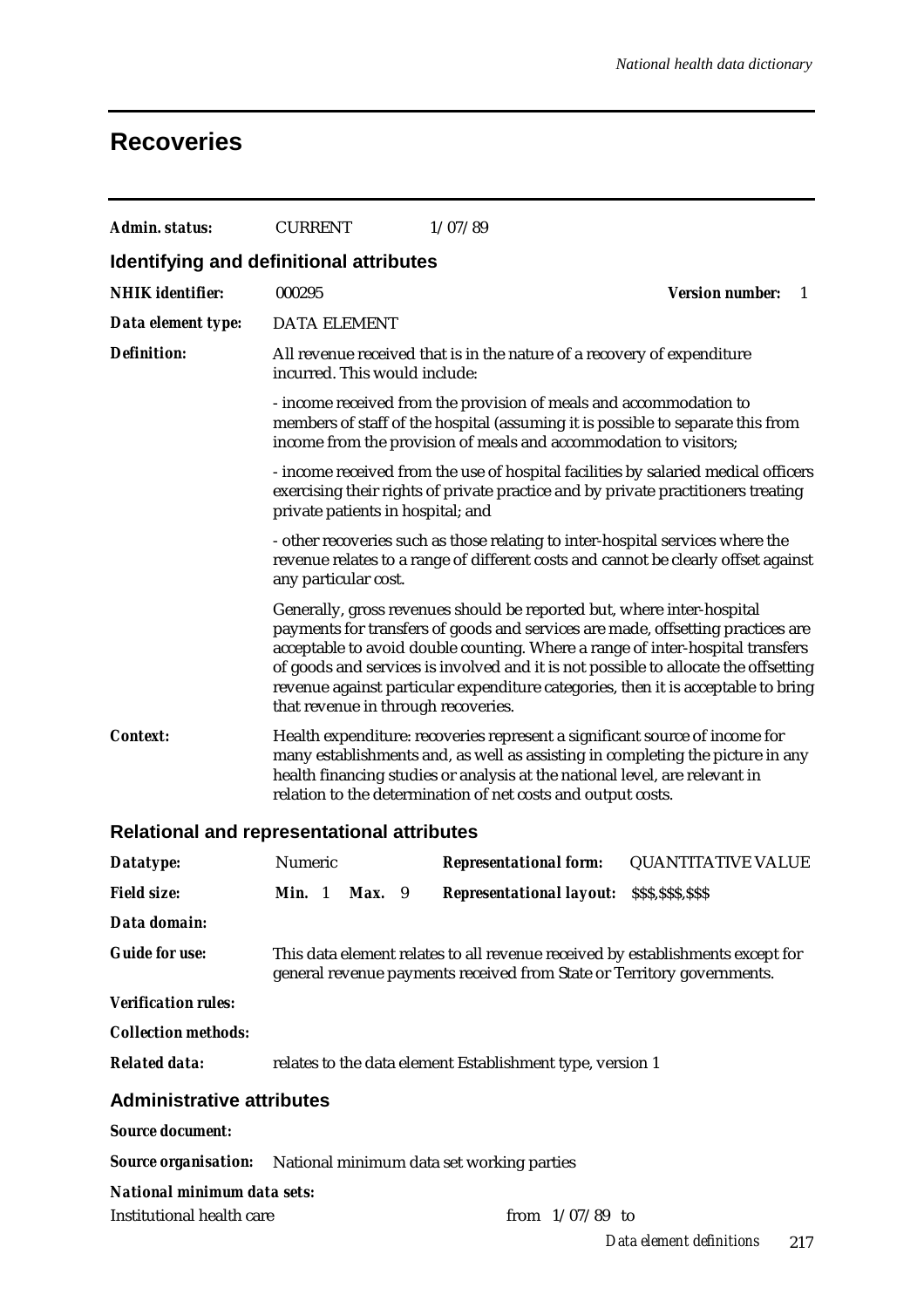# Recoveries

| | | |
|---|---|---|
| ***Admin. status:*** | CURRENT | 1/07/89 |

## Identifying and definitional attributes

***NHIK identifier:*** 000295 ***Version number:*** 1

***Data element type:*** DATA ELEMENT

***Definition:*** All revenue received that is in the nature of a recovery of expenditure incurred. This would include:

- income received from the provision of meals and accommodation to members of staff of the hospital (assuming it is possible to separate this from income from the provision of meals and accommodation to visitors;

- income received from the use of hospital facilities by salaried medical officers exercising their rights of private practice and by private practitioners treating private patients in hospital; and

- other recoveries such as those relating to inter-hospital services where the revenue relates to a range of different costs and cannot be clearly offset against any particular cost.

Generally, gross revenues should be reported but, where inter-hospital payments for transfers of goods and services are made, offsetting practices are acceptable to avoid double counting. Where a range of inter-hospital transfers of goods and services is involved and it is not possible to allocate the offsetting revenue against particular expenditure categories, then it is acceptable to bring that revenue in through recoveries.

***Context:*** Health expenditure: recoveries represent a significant source of income for many establishments and, as well as assisting in completing the picture in any health financing studies or analysis at the national level, are relevant in relation to the determination of net costs and output costs.

## Relational and representational attributes

| | | | |
|---|---|---|---|
| ***Datatype:*** | Numeric | ***Representational form:*** | QUANTITATIVE VALUE |
| ***Field size:*** | ***Min.*** 1 ***Max.*** 9 | ***Representational layout:*** | $$$,$$$,$$$ |

***Data domain:***

***Guide for use:*** This data element relates to all revenue received by establishments except for general revenue payments received from State or Territory governments.

***Verification rules:***

***Collection methods:***

***Related data:*** relates to the data element Establishment type, version 1

## Administrative attributes

***Source document:***

***Source organisation:*** National minimum data set working parties

***National minimum data sets:***

Institutional health care from 1/07/89 to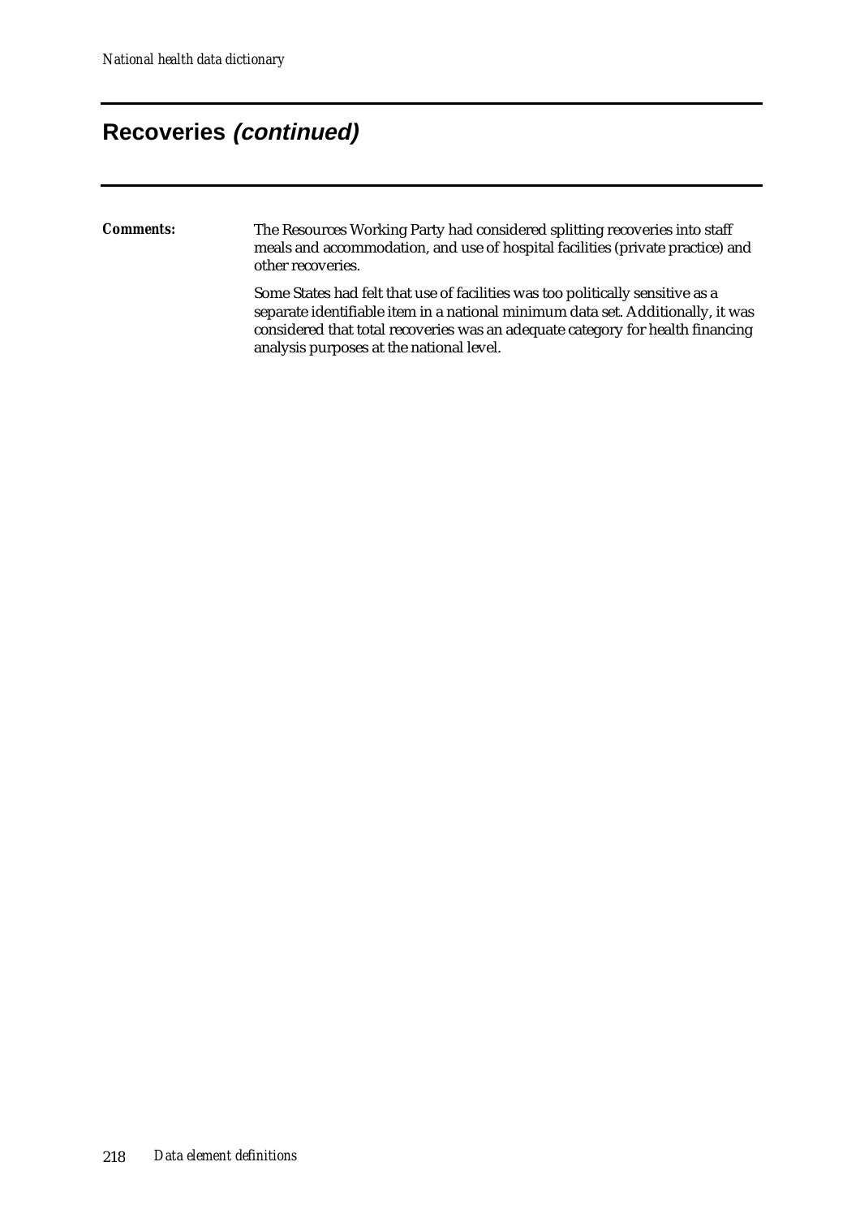## Recoveries *(continued)*

***Comments:*** The Resources Working Party had considered splitting recoveries into staff meals and accommodation, and use of hospital facilities (private practice) and other recoveries.

Some States had felt that use of facilities was too politically sensitive as a separate identifiable item in a national minimum data set. Additionally, it was considered that total recoveries was an adequate category for health financing analysis purposes at the national level.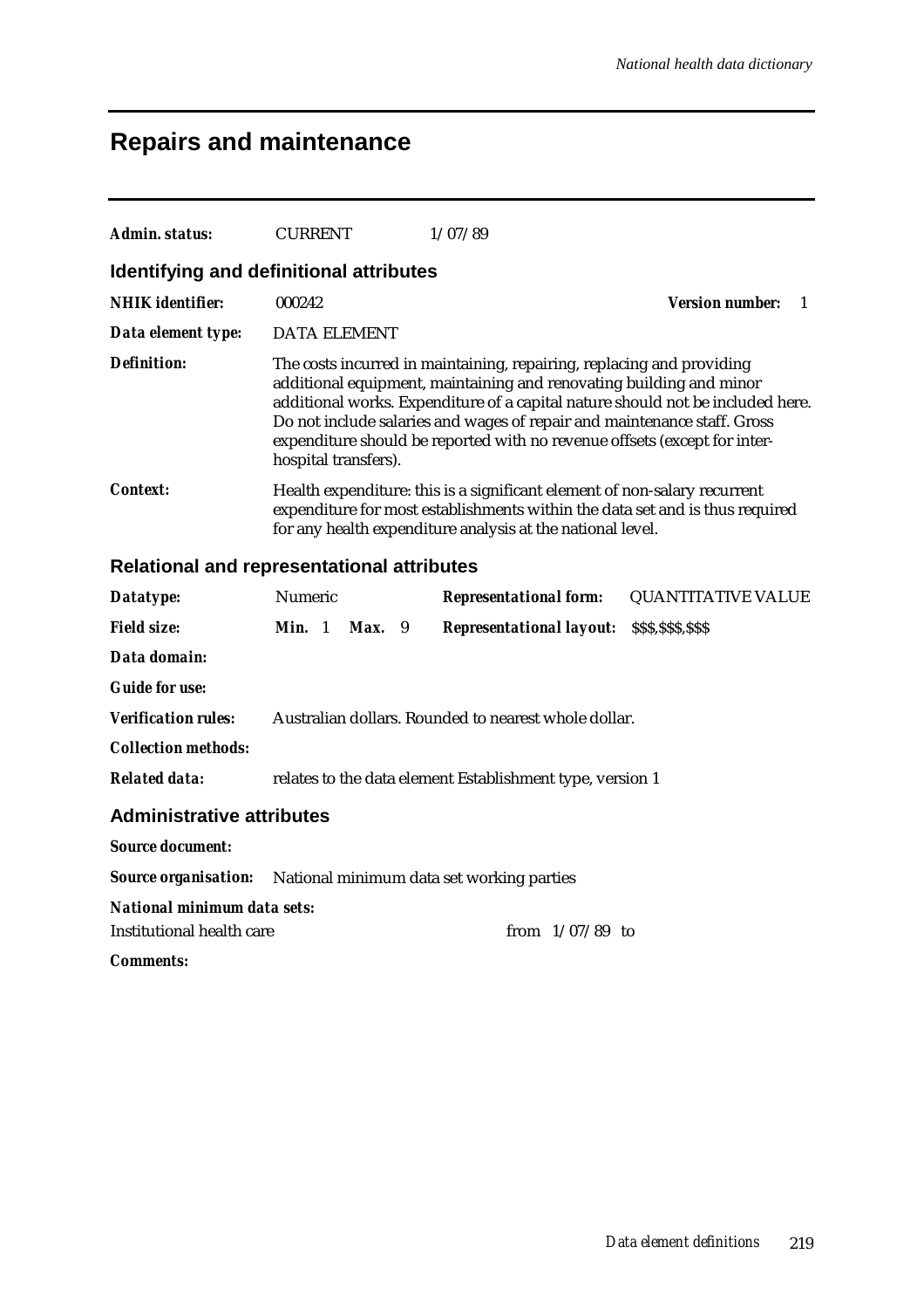# Repairs and maintenance

***Admin. status:*** CURRENT 1/07/89

## Identifying and definitional attributes

***NHIK identifier:*** 000242 ***Version number:*** 1

***Data element type:*** DATA ELEMENT

***Definition:*** The costs incurred in maintaining, repairing, replacing and providing additional equipment, maintaining and renovating building and minor additional works. Expenditure of a capital nature should not be included here. Do not include salaries and wages of repair and maintenance staff. Gross expenditure should be reported with no revenue offsets (except for inter-hospital transfers).

***Context:*** Health expenditure: this is a significant element of non-salary recurrent expenditure for most establishments within the data set and is thus required for any health expenditure analysis at the national level.

## Relational and representational attributes

***Datatype:*** Numeric ***Representational form:*** QUANTITATIVE VALUE

***Field size:*** ***Min.*** 1 ***Max.*** 9 ***Representational layout:*** $$$,$$$,$$$

***Data domain:***

***Guide for use:***

***Verification rules:*** Australian dollars. Rounded to nearest whole dollar.

***Collection methods:***

***Related data:*** relates to the data element Establishment type, version 1

## Administrative attributes

***Source document:***

***Source organisation:*** National minimum data set working parties

***National minimum data sets:***

Institutional health care from 1/07/89 to

***Comments:***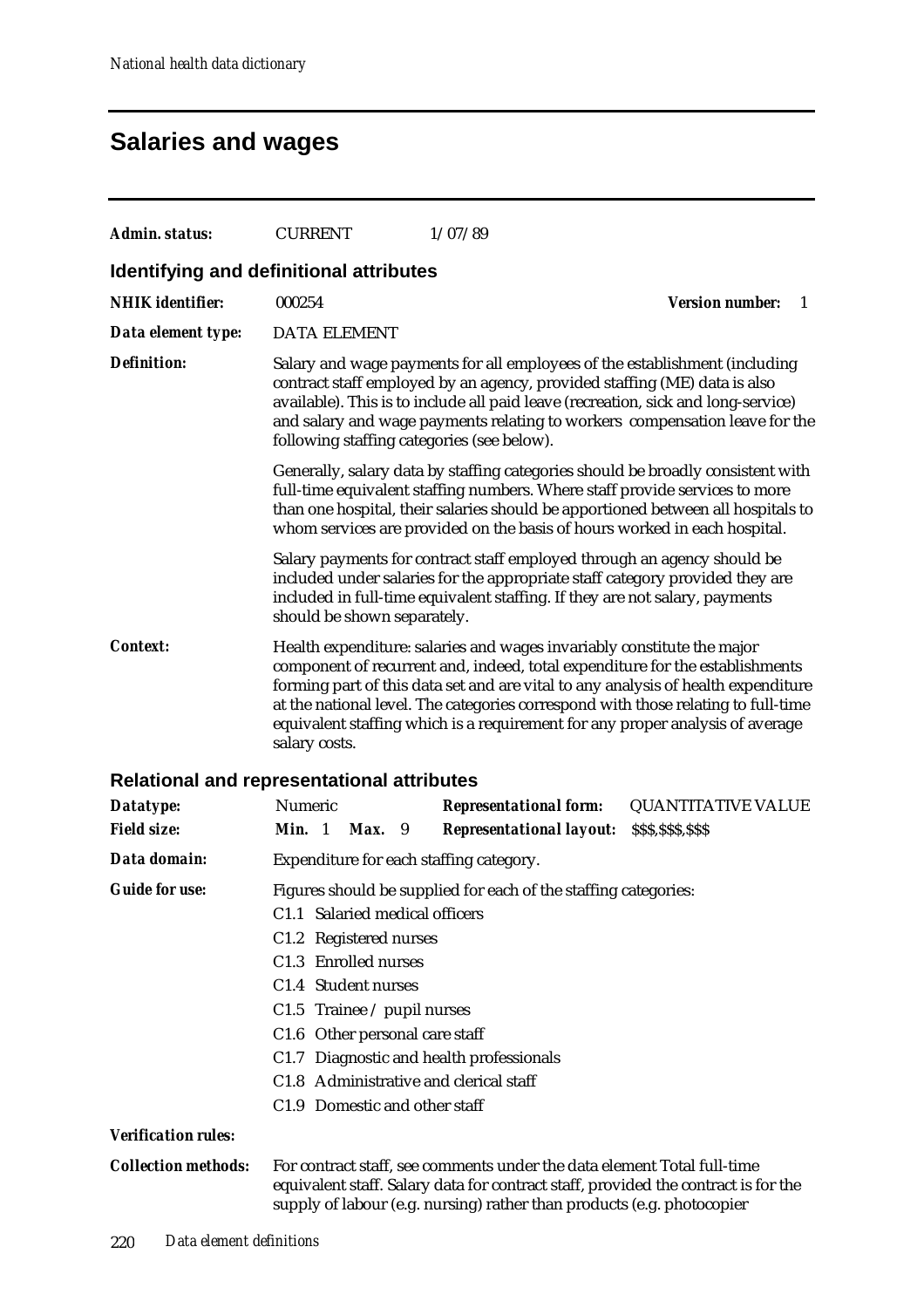# Salaries and wages

***Admin. status:*** CURRENT 1/07/89

## Identifying and definitional attributes

***NHIK identifier:*** 000254 ***Version number:*** 1

***Data element type:*** DATA ELEMENT

***Definition:*** Salary and wage payments for all employees of the establishment (including contract staff employed by an agency, provided staffing (ME) data is also available). This is to include all paid leave (recreation, sick and long-service) and salary and wage payments relating to workers compensation leave for the following staffing categories (see below).

Generally, salary data by staffing categories should be broadly consistent with full-time equivalent staffing numbers. Where staff provide services to more than one hospital, their salaries should be apportioned between all hospitals to whom services are provided on the basis of hours worked in each hospital.

Salary payments for contract staff employed through an agency should be included under salaries for the appropriate staff category provided they are included in full-time equivalent staffing. If they are not salary, payments should be shown separately.

***Context:*** Health expenditure: salaries and wages invariably constitute the major component of recurrent and, indeed, total expenditure for the establishments forming part of this data set and are vital to any analysis of health expenditure at the national level. The categories correspond with those relating to full-time equivalent staffing which is a requirement for any proper analysis of average salary costs.

## Relational and representational attributes

***Datatype:*** Numeric ***Representational form:*** QUANTITATIVE VALUE

***Field size:*** **Min.** 1 **Max.** 9 ***Representational layout:*** $$$,$$$,$$$

***Data domain:*** Expenditure for each staffing category.

***Guide for use:*** Figures should be supplied for each of the staffing categories:

C1.1 Salaried medical officers

C1.2 Registered nurses

C1.3 Enrolled nurses

C1.4 Student nurses

C1.5 Trainee / pupil nurses

C1.6 Other personal care staff

C1.7 Diagnostic and health professionals

C1.8 Administrative and clerical staff

C1.9 Domestic and other staff

***Verification rules:***

***Collection methods:*** For contract staff, see comments under the data element Total full-time equivalent staff. Salary data for contract staff, provided the contract is for the supply of labour (e.g. nursing) rather than products (e.g. photocopier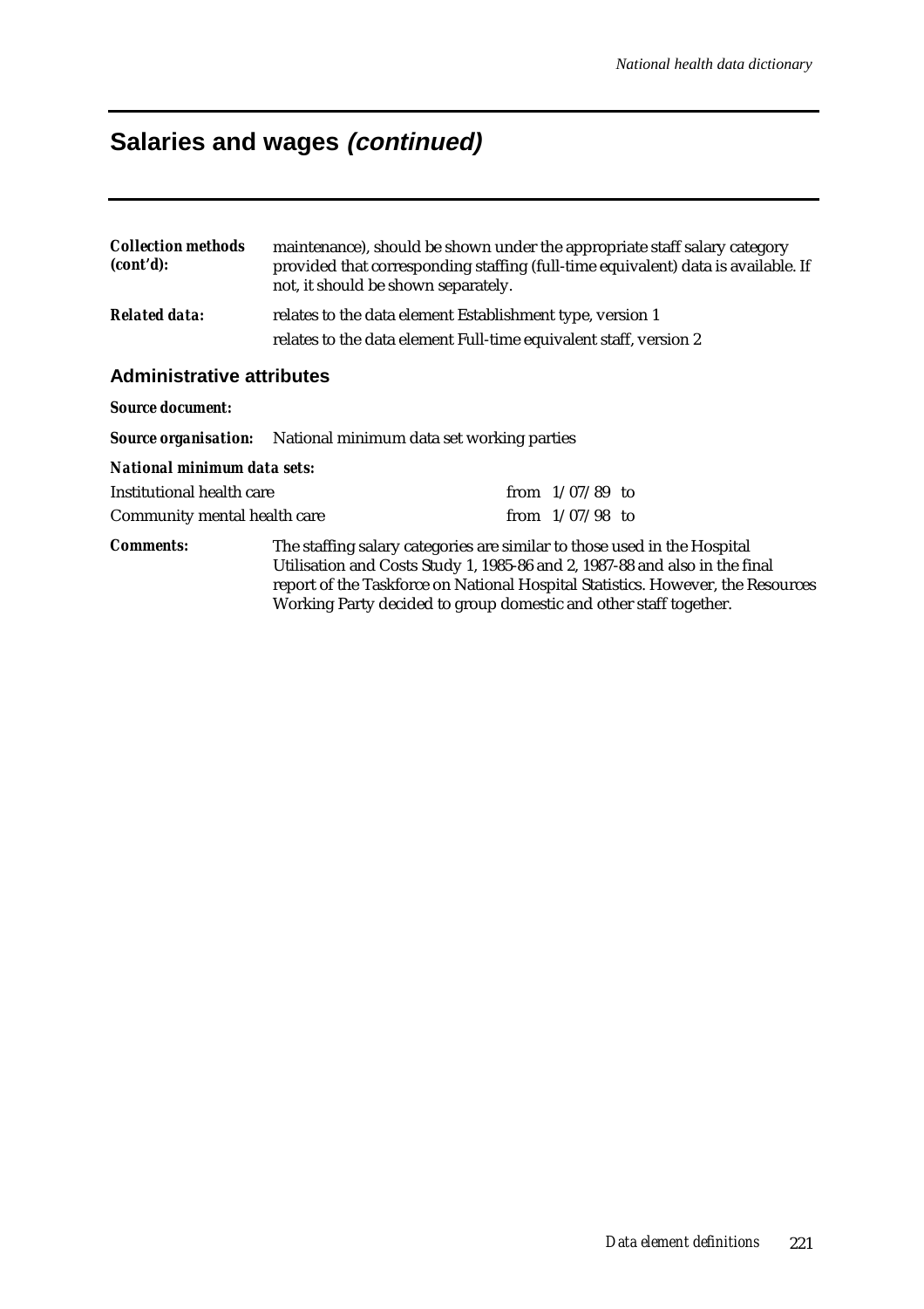# Salaries and wages *(continued)*

***Collection methods (cont'd):*** maintenance), should be shown under the appropriate staff salary category provided that corresponding staffing (full-time equivalent) data is available. If not, it should be shown separately.

***Related data:*** relates to the data element Establishment type, version 1

relates to the data element Full-time equivalent staff, version 2

## Administrative attributes

***Source document:***

***Source organisation:*** National minimum data set working parties

***National minimum data sets:***

| | |
|---|---|
| Institutional health care | from 1/07/89 to |
| Community mental health care | from 1/07/98 to |

***Comments:*** The staffing salary categories are similar to those used in the Hospital Utilisation and Costs Study 1, 1985-86 and 2, 1987-88 and also in the final report of the Taskforce on National Hospital Statistics. However, the Resources Working Party decided to group domestic and other staff together.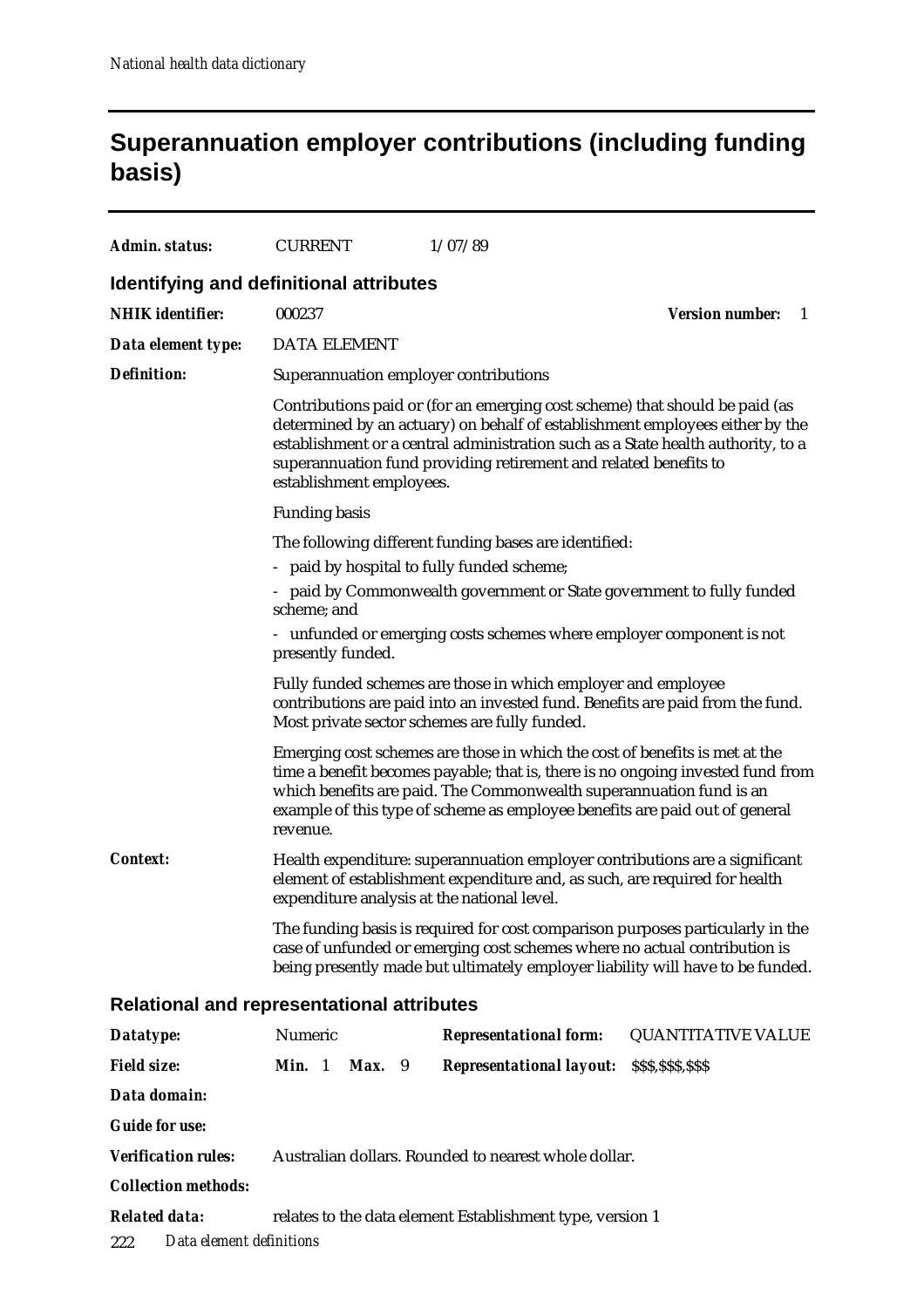# Superannuation employer contributions (including funding basis)

| | | |
|---|---|---|
| ***Admin. status:*** | CURRENT | 1/07/89 |

## Identifying and definitional attributes

***NHIK identifier:*** 000237 — ***Version number:*** 1

***Data element type:*** DATA ELEMENT

***Definition:***

Superannuation employer contributions

Contributions paid or (for an emerging cost scheme) that should be paid (as determined by an actuary) on behalf of establishment employees either by the establishment or a central administration such as a State health authority, to a superannuation fund providing retirement and related benefits to establishment employees.

Funding basis

The following different funding bases are identified:

- paid by hospital to fully funded scheme;
- paid by Commonwealth government or State government to fully funded scheme; and
- unfunded or emerging costs schemes where employer component is not presently funded.

Fully funded schemes are those in which employer and employee contributions are paid into an invested fund. Benefits are paid from the fund. Most private sector schemes are fully funded.

Emerging cost schemes are those in which the cost of benefits is met at the time a benefit becomes payable; that is, there is no ongoing invested fund from which benefits are paid. The Commonwealth superannuation fund is an example of this type of scheme as employee benefits are paid out of general revenue.

***Context:***

Health expenditure: superannuation employer contributions are a significant element of establishment expenditure and, as such, are required for health expenditure analysis at the national level.

The funding basis is required for cost comparison purposes particularly in the case of unfunded or emerging cost schemes where no actual contribution is being presently made but ultimately employer liability will have to be funded.

## Relational and representational attributes

| | | | |
|---|---|---|---|
| ***Datatype:*** | Numeric | ***Representational form:*** | QUANTITATIVE VALUE |
| ***Field size:*** | ***Min.*** 1 ***Max.*** 9 | ***Representational layout:*** | $$$,$$$,$$$ |

***Data domain:***

***Guide for use:***

***Verification rules:*** Australian dollars. Rounded to nearest whole dollar.

***Collection methods:***

***Related data:*** relates to the data element Establishment type, version 1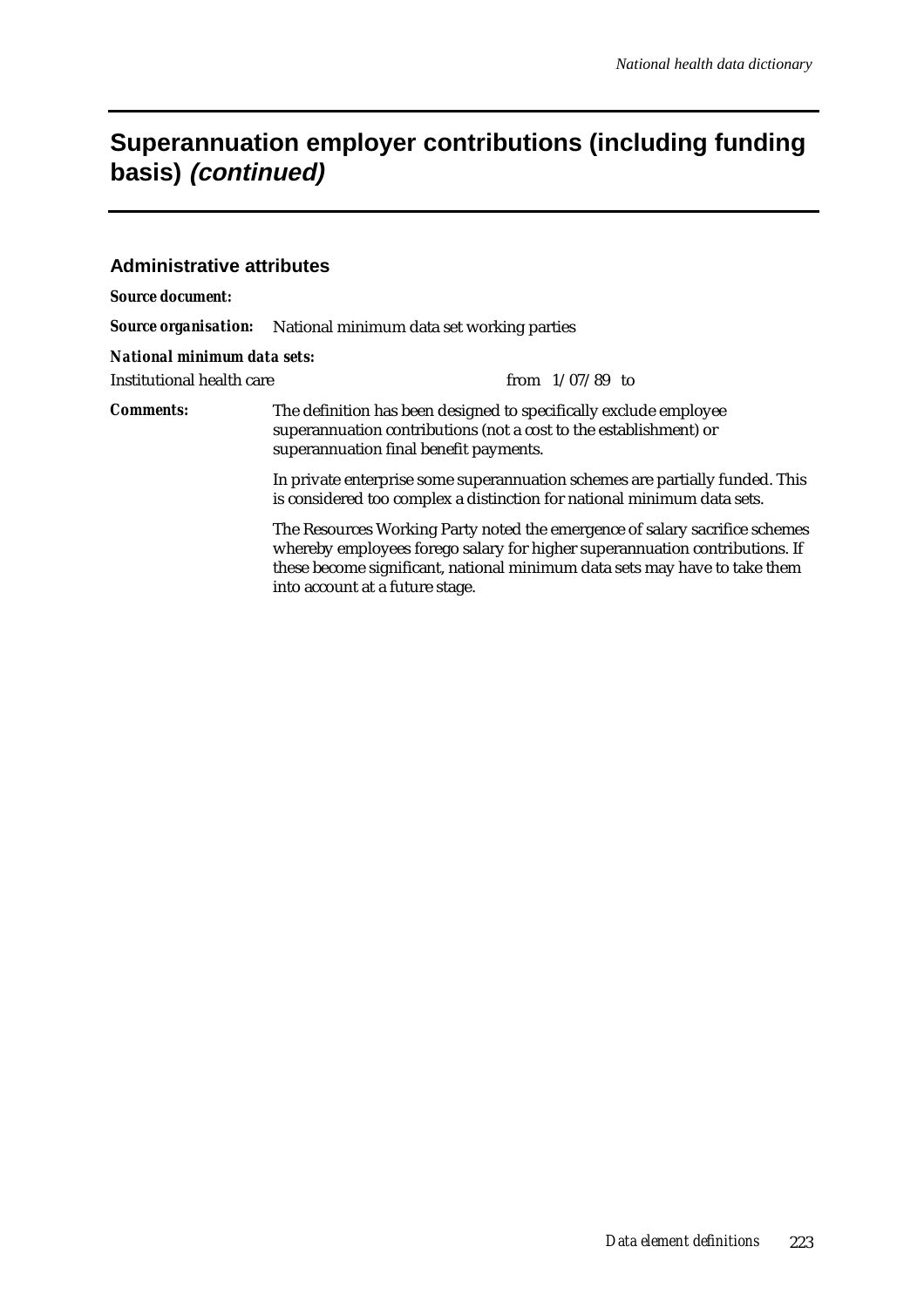# Superannuation employer contributions (including funding basis) *(continued)*

## Administrative attributes

***Source document:***

***Source organisation:*** National minimum data set working parties

***National minimum data sets:***

Institutional health care from 1/07/89 to

***Comments:*** The definition has been designed to specifically exclude employee superannuation contributions (not a cost to the establishment) or superannuation final benefit payments.

In private enterprise some superannuation schemes are partially funded. This is considered too complex a distinction for national minimum data sets.

The Resources Working Party noted the emergence of salary sacrifice schemes whereby employees forego salary for higher superannuation contributions. If these become significant, national minimum data sets may have to take them into account at a future stage.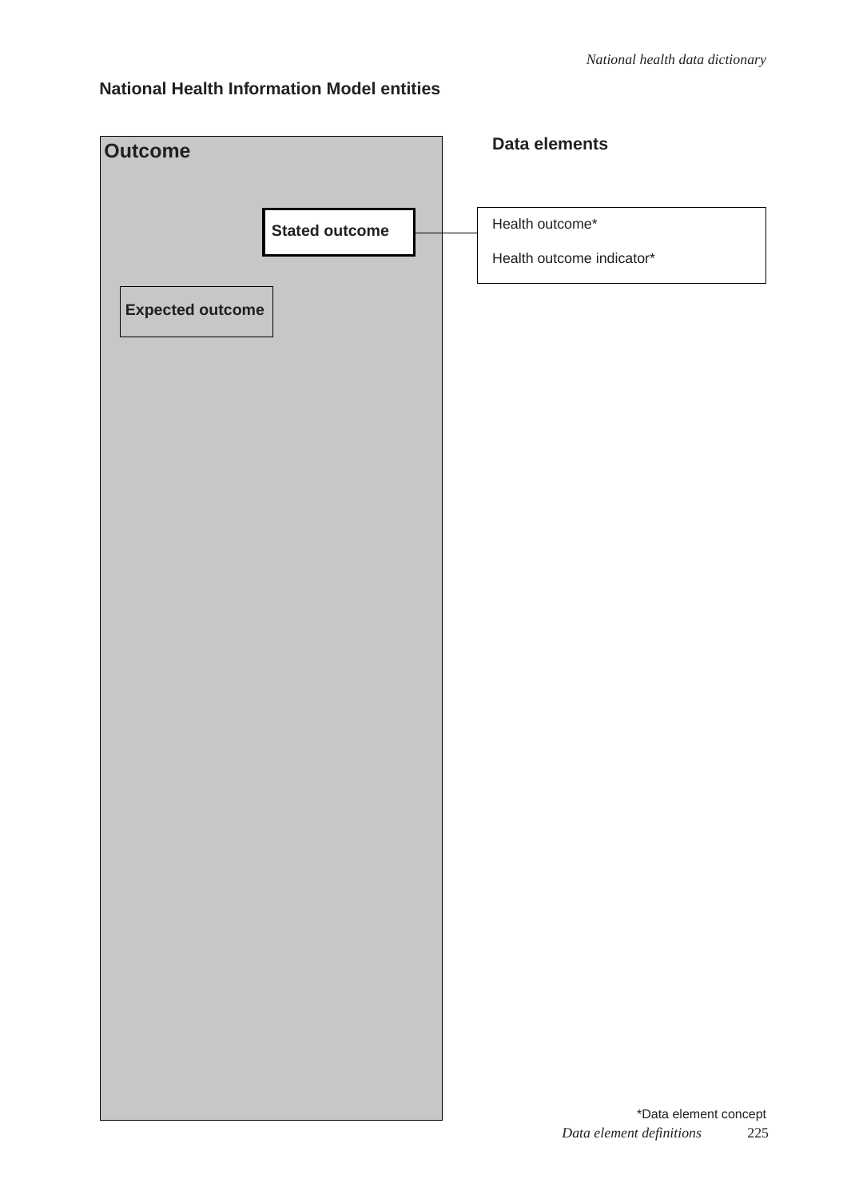## National Health Information Model entities

**Outcome**

**Stated outcome**

**Expected outcome**

**Data elements**

Health outcome*

Health outcome indicator*

*Data element concept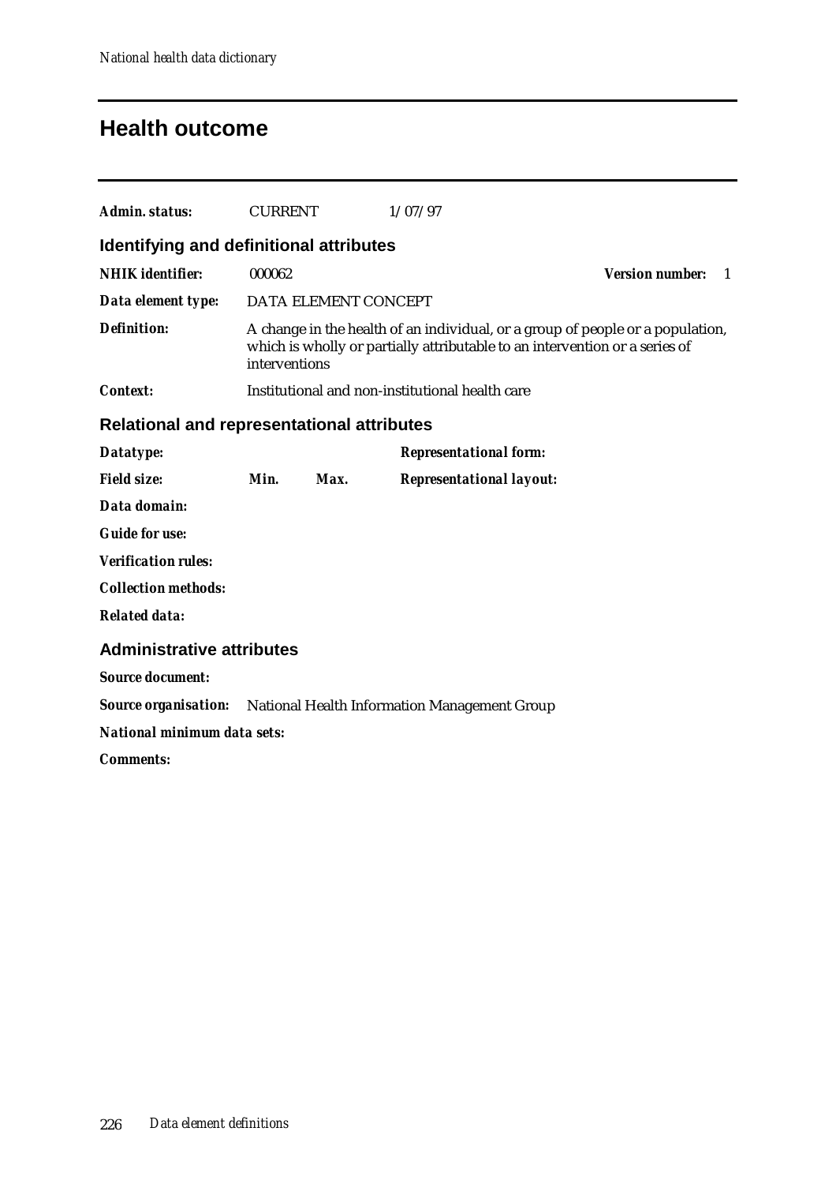# Health outcome

***Admin. status:*** CURRENT 1/07/97

## Identifying and definitional attributes

***NHIK identifier:*** 000062 ***Version number:*** 1

***Data element type:*** DATA ELEMENT CONCEPT

***Definition:*** A change in the health of an individual, or a group of people or a population, which is wholly or partially attributable to an intervention or a series of interventions

***Context:*** Institutional and non-institutional health care

## Relational and representational attributes

***Datatype:*** ***Representational form:***

***Field size:*** ***Min.*** ***Max.*** ***Representational layout:***

***Data domain:***

***Guide for use:***

***Verification rules:***

***Collection methods:***

***Related data:***

## Administrative attributes

***Source document:***

***Source organisation:*** National Health Information Management Group

***National minimum data sets:***

***Comments:***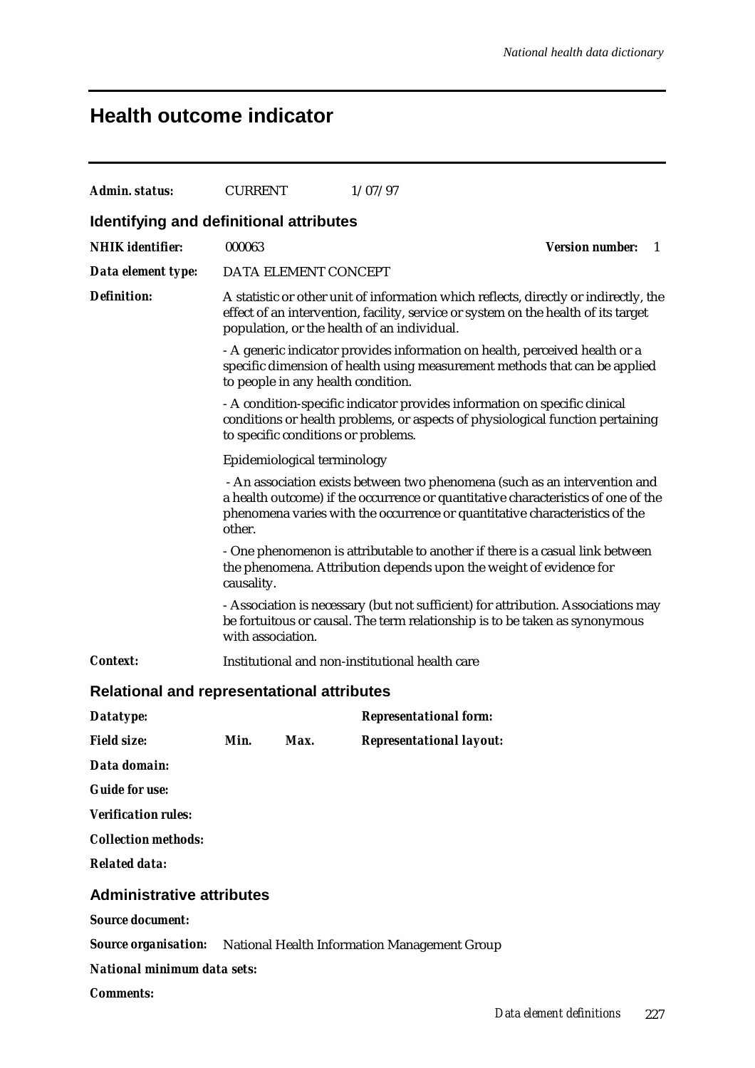# Health outcome indicator

***Admin. status:*** CURRENT 1/07/97

## Identifying and definitional attributes

***NHIK identifier:*** 000063 ***Version number:*** 1

***Data element type:*** DATA ELEMENT CONCEPT

***Definition:*** A statistic or other unit of information which reflects, directly or indirectly, the effect of an intervention, facility, service or system on the health of its target population, or the health of an individual.

- A generic indicator provides information on health, perceived health or a specific dimension of health using measurement methods that can be applied to people in any health condition.

- A condition-specific indicator provides information on specific clinical conditions or health problems, or aspects of physiological function pertaining to specific conditions or problems.

Epidemiological terminology

- An association exists between two phenomena (such as an intervention and a health outcome) if the occurrence or quantitative characteristics of one of the phenomena varies with the occurrence or quantitative characteristics of the other.

- One phenomenon is attributable to another if there is a casual link between the phenomena. Attribution depends upon the weight of evidence for causality.

- Association is necessary (but not sufficient) for attribution. Associations may be fortuitous or causal. The term relationship is to be taken as synonymous with association.

***Context:*** Institutional and non-institutional health care

## Relational and representational attributes

***Datatype:*** ***Representational form:***

***Field size:*** ***Min.*** ***Max.*** ***Representational layout:***

***Data domain:***

***Guide for use:***

***Verification rules:***

***Collection methods:***

***Related data:***

## Administrative attributes

***Source document:***

***Source organisation:*** National Health Information Management Group

***National minimum data sets:***

***Comments:***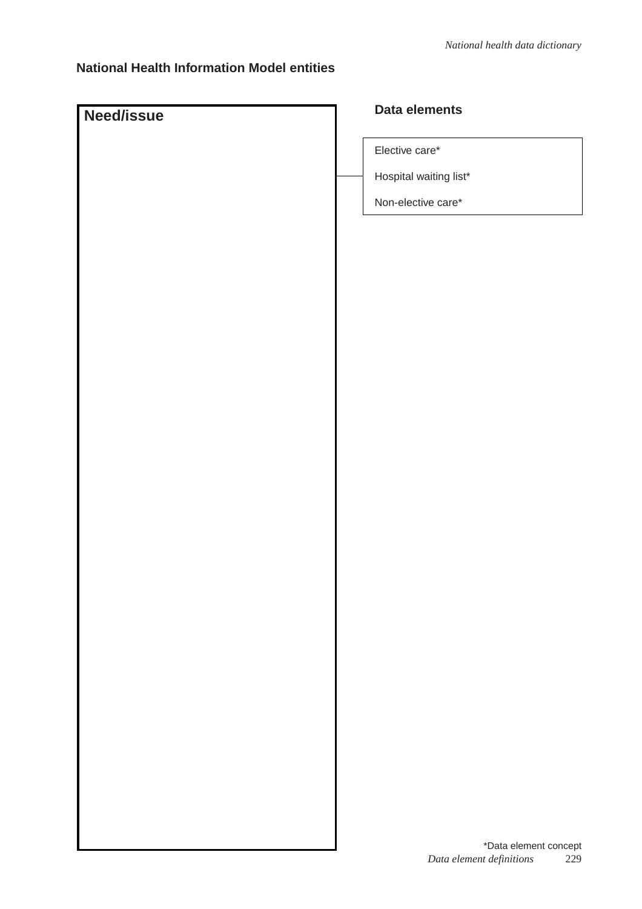## National Health Information Model entities

**Need/issue**

**Data elements**

- Elective care*
- Hospital waiting list*
- Non-elective care*

*Data element concept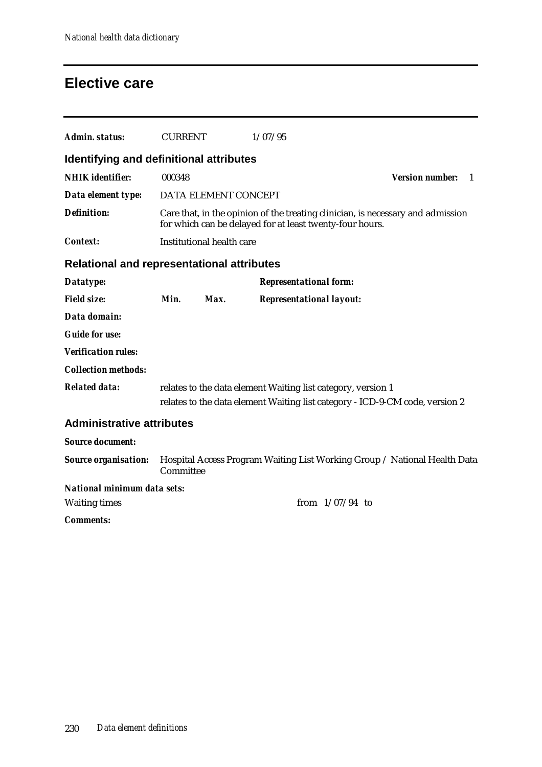# Elective care

***Admin. status:*** CURRENT 1/07/95

## Identifying and definitional attributes

***NHIK identifier:*** 000348 ***Version number:*** 1

***Data element type:*** DATA ELEMENT CONCEPT

***Definition:*** Care that, in the opinion of the treating clinician, is necessary and admission for which can be delayed for at least twenty-four hours.

***Context:*** Institutional health care

## Relational and representational attributes

***Datatype:*** ***Representational form:***

***Field size:*** ***Min.*** ***Max.*** ***Representational layout:***

***Data domain:***

***Guide for use:***

***Verification rules:***

***Collection methods:***

***Related data:*** relates to the data element Waiting list category, version 1

relates to the data element Waiting list category - ICD-9-CM code, version 2

## Administrative attributes

***Source document:***

***Source organisation:*** Hospital Access Program Waiting List Working Group / National Health Data Committee

***National minimum data sets:***

Waiting times from 1/07/94 to

***Comments:***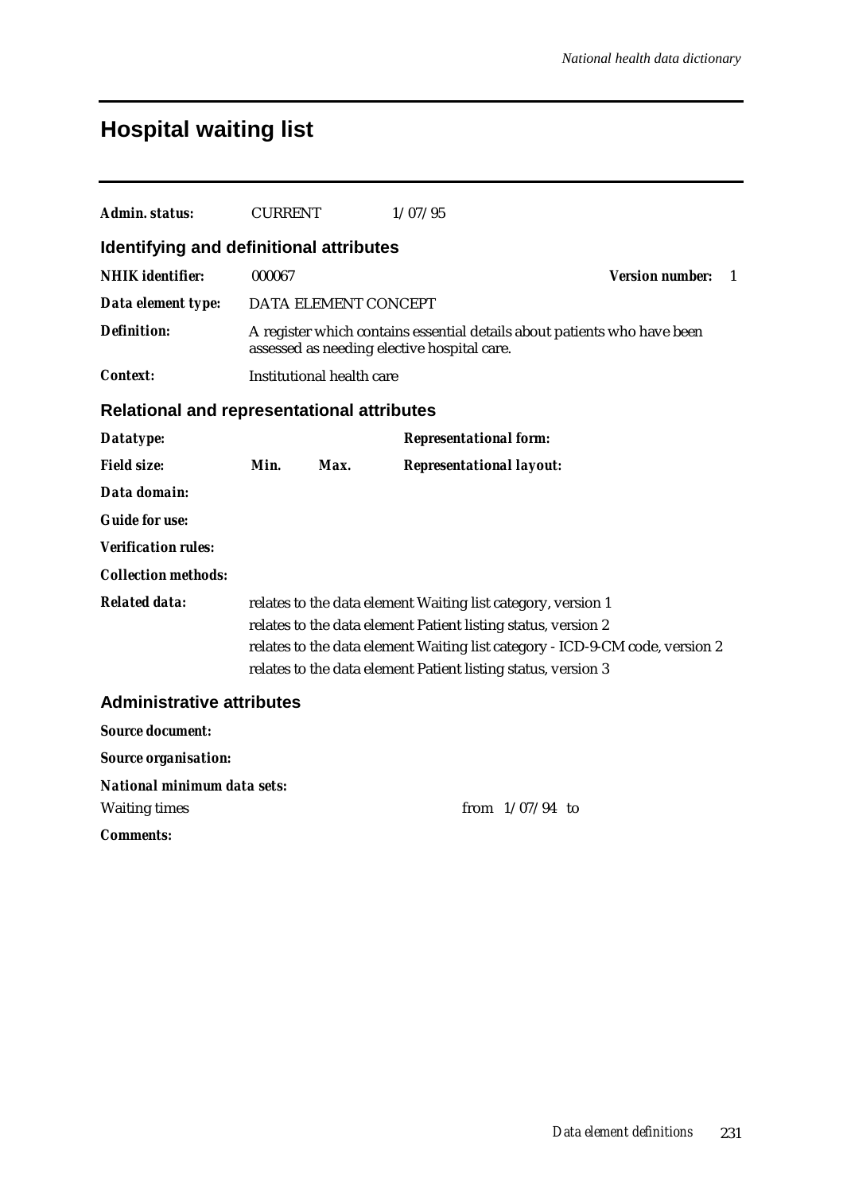# Hospital waiting list

***Admin. status:*** CURRENT 1/07/95

## Identifying and definitional attributes

***NHIK identifier:*** 000067 ***Version number:*** 1

***Data element type:*** DATA ELEMENT CONCEPT

***Definition:*** A register which contains essential details about patients who have been assessed as needing elective hospital care.

***Context:*** Institutional health care

## Relational and representational attributes

***Datatype:*** ***Representational form:***

***Field size:*** ***Min.*** ***Max.*** ***Representational layout:***

***Data domain:***

***Guide for use:***

***Verification rules:***

***Collection methods:***

***Related data:***
relates to the data element Waiting list category, version 1
relates to the data element Patient listing status, version 2
relates to the data element Waiting list category - ICD-9-CM code, version 2
relates to the data element Patient listing status, version 3

## Administrative attributes

***Source document:***

***Source organisation:***

***National minimum data sets:***
Waiting times from 1/07/94 to

***Comments:***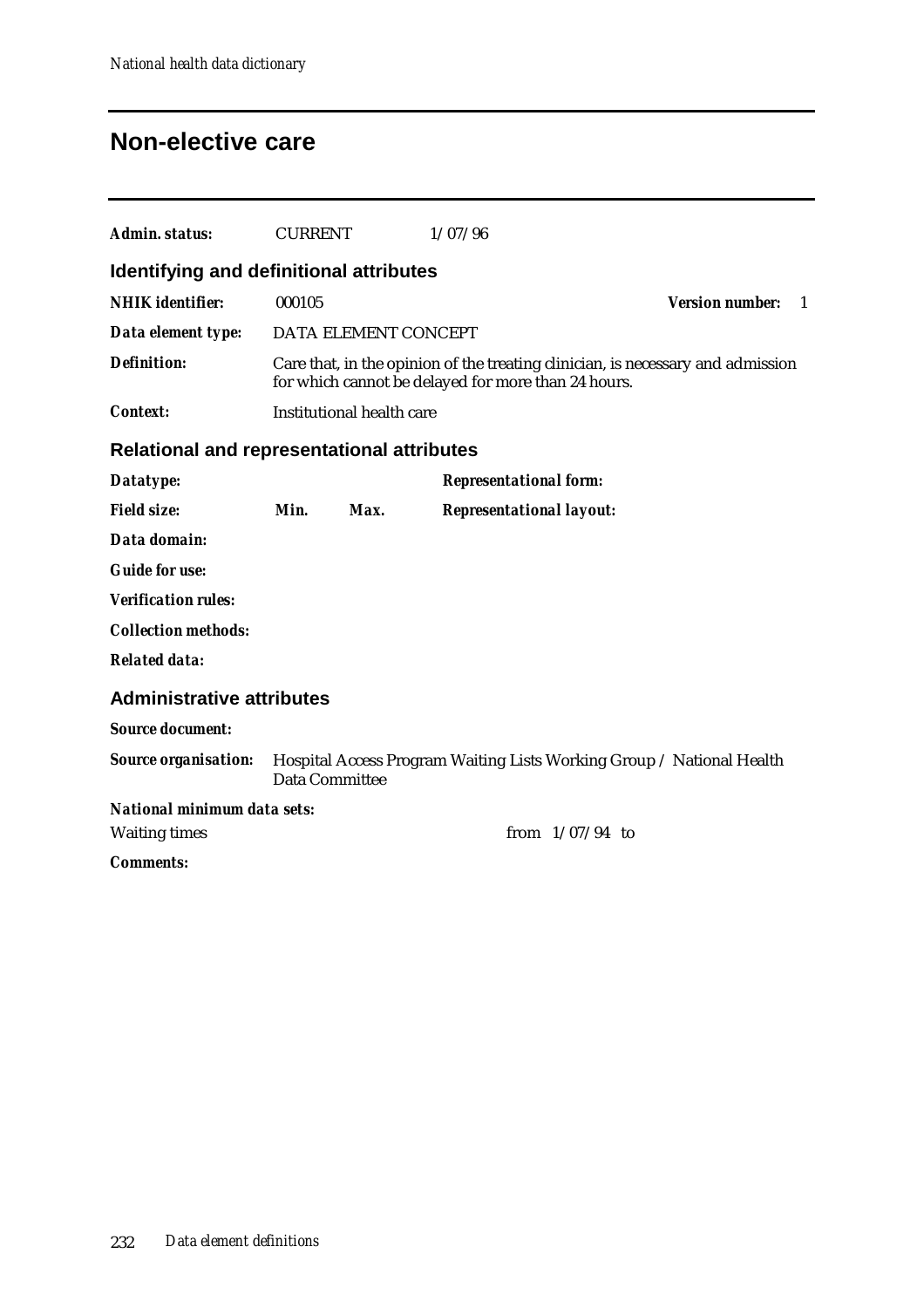# Non-elective care

**Admin. status:** CURRENT 1/07/96

## Identifying and definitional attributes

**NHIK identifier:** 000105 **Version number:** 1

**Data element type:** DATA ELEMENT CONCEPT

**Definition:** Care that, in the opinion of the treating clinician, is necessary and admission for which cannot be delayed for more than 24 hours.

**Context:** Institutional health care

## Relational and representational attributes

**Datatype:** **Representational form:**

**Field size:** **Min.** **Max.** **Representational layout:**

**Data domain:**

**Guide for use:**

**Verification rules:**

**Collection methods:**

**Related data:**

## Administrative attributes

**Source document:**

**Source organisation:** Hospital Access Program Waiting Lists Working Group / National Health Data Committee

**National minimum data sets:**

Waiting times from 1/07/94 to

**Comments:**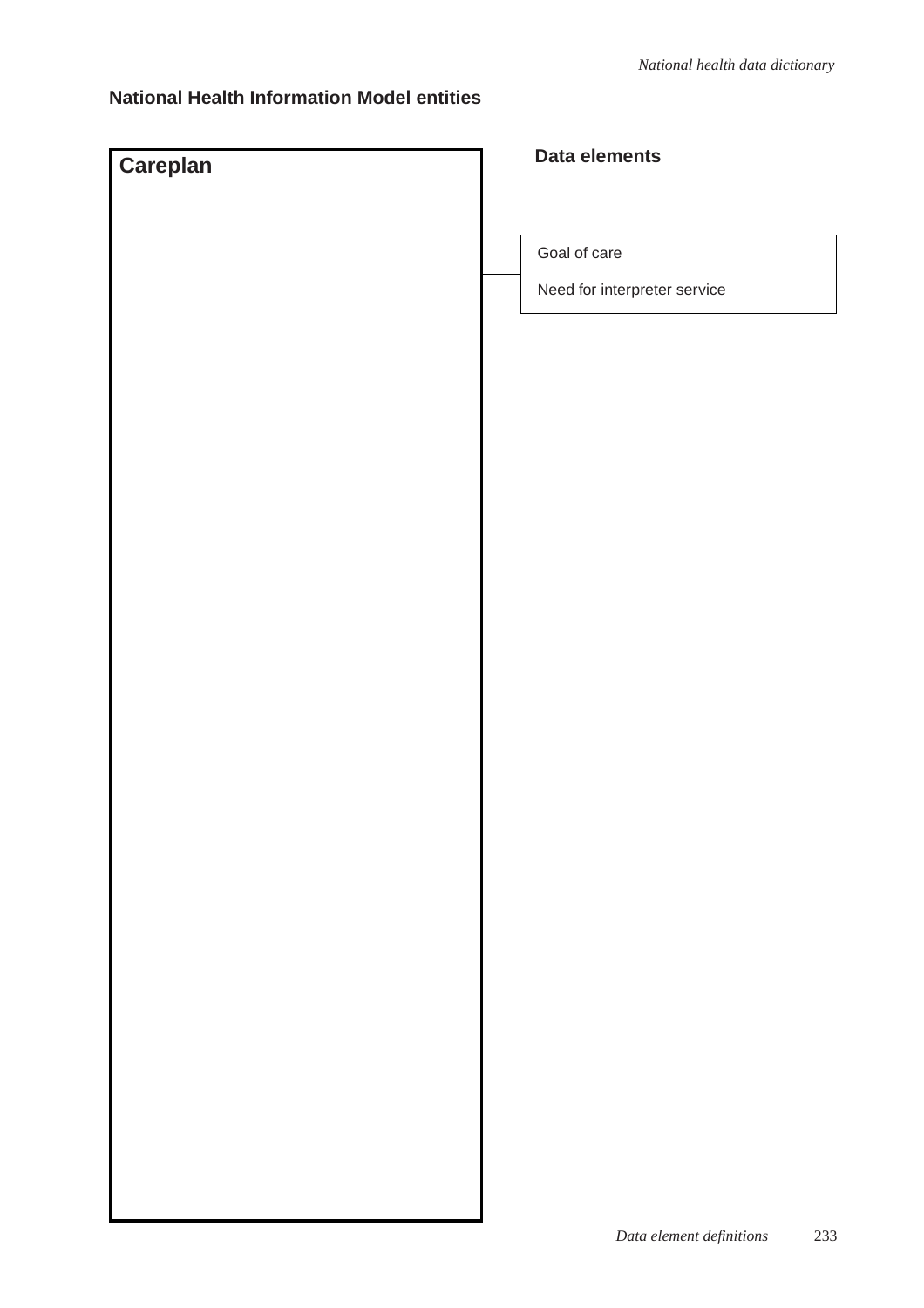## National Health Information Model entities

| Careplan | Data elements |
|---|---|
| | Goal of care |
| | Need for interpreter service |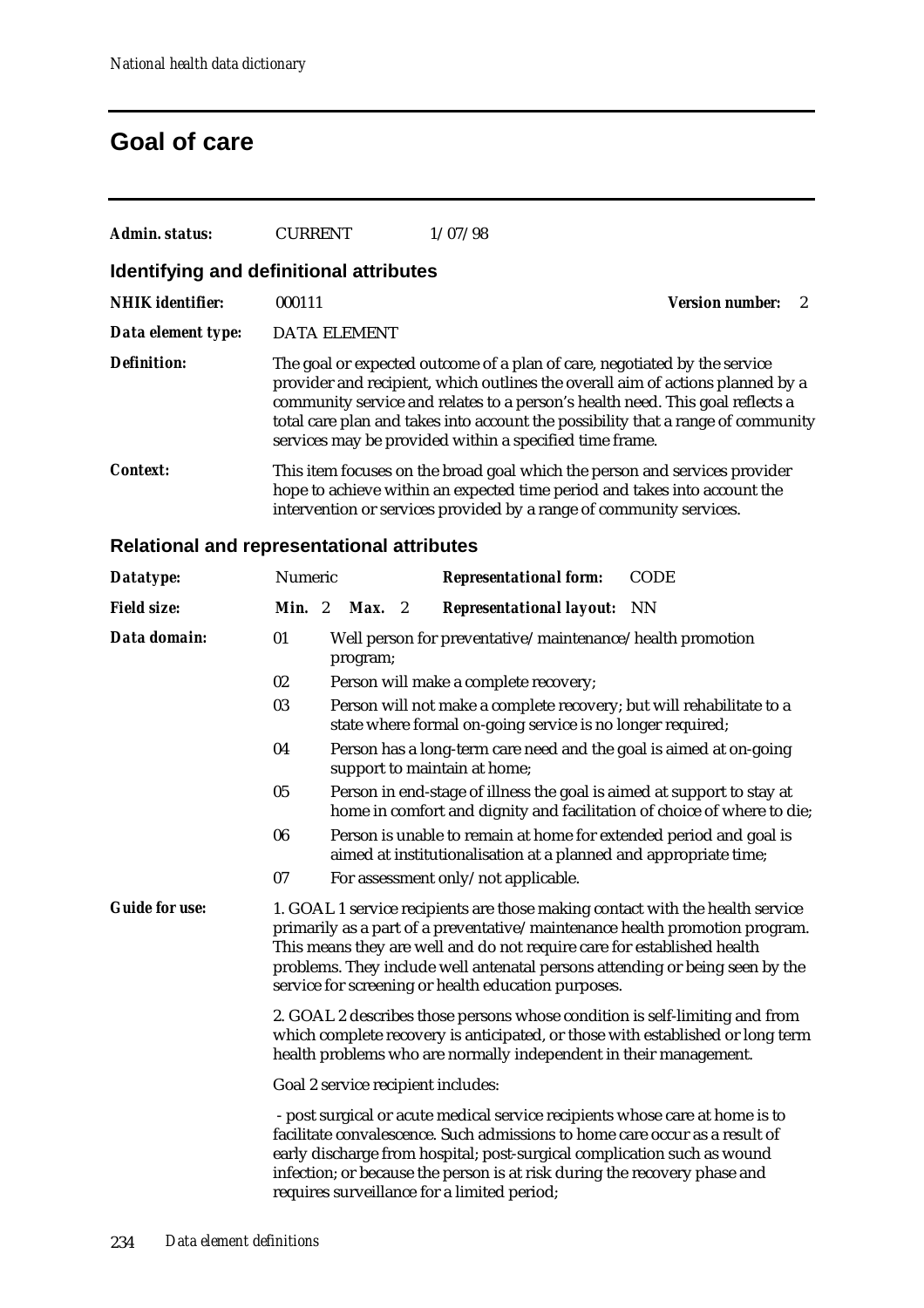# Goal of care

| | | | | |
|---|---|---|---|---|
| ***Admin. status:*** | CURRENT | 1/07/98 | | |

### Identifying and definitional attributes

***NHIK identifier:*** 000111 ***Version number:*** 2

***Data element type:*** DATA ELEMENT

***Definition:*** The goal or expected outcome of a plan of care, negotiated by the service provider and recipient, which outlines the overall aim of actions planned by a community service and relates to a person's health need. This goal reflects a total care plan and takes into account the possibility that a range of community services may be provided within a specified time frame.

***Context:*** This item focuses on the broad goal which the person and services provider hope to achieve within an expected time period and takes into account the intervention or services provided by a range of community services.

### Relational and representational attributes

***Datatype:*** Numeric ***Representational form:*** CODE

***Field size:*** ***Min.*** 2 ***Max.*** 2 ***Representational layout:*** NN

***Data domain:***

- 01 Well person for preventative/maintenance/health promotion program;
- 02 Person will make a complete recovery;
- 03 Person will not make a complete recovery; but will rehabilitate to a state where formal on-going service is no longer required;
- 04 Person has a long-term care need and the goal is aimed at on-going support to maintain at home;
- 05 Person in end-stage of illness the goal is aimed at support to stay at home in comfort and dignity and facilitation of choice of where to die;
- 06 Person is unable to remain at home for extended period and goal is aimed at institutionalisation at a planned and appropriate time;
- 07 For assessment only/not applicable.

***Guide for use:***

1. GOAL 1 service recipients are those making contact with the health service primarily as a part of a preventative/maintenance health promotion program. This means they are well and do not require care for established health problems. They include well antenatal persons attending or being seen by the service for screening or health education purposes.

2. GOAL 2 describes those persons whose condition is self-limiting and from which complete recovery is anticipated, or those with established or long term health problems who are normally independent in their management.

Goal 2 service recipient includes:

- post surgical or acute medical service recipients whose care at home is to facilitate convalescence. Such admissions to home care occur as a result of early discharge from hospital; post-surgical complication such as wound infection; or because the person is at risk during the recovery phase and requires surveillance for a limited period;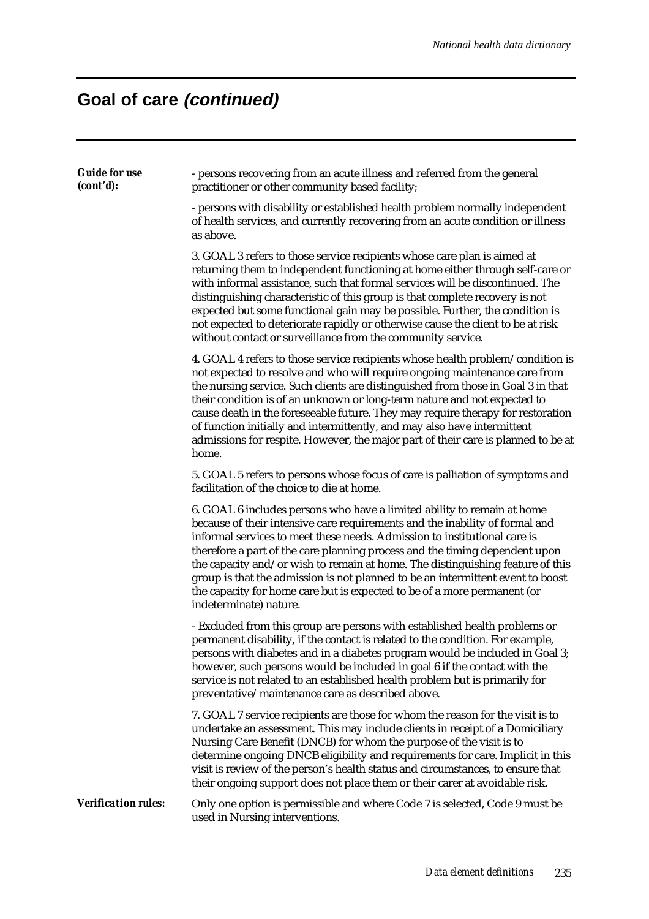## Goal of care *(continued)*

***Guide for use (cont'd):***

- persons recovering from an acute illness and referred from the general practitioner or other community based facility;

- persons with disability or established health problem normally independent of health services, and currently recovering from an acute condition or illness as above.

3. GOAL 3 refers to those service recipients whose care plan is aimed at returning them to independent functioning at home either through self-care or with informal assistance, such that formal services will be discontinued. The distinguishing characteristic of this group is that complete recovery is not expected but some functional gain may be possible. Further, the condition is not expected to deteriorate rapidly or otherwise cause the client to be at risk without contact or surveillance from the community service.

4. GOAL 4 refers to those service recipients whose health problem/condition is not expected to resolve and who will require ongoing maintenance care from the nursing service. Such clients are distinguished from those in Goal 3 in that their condition is of an unknown or long-term nature and not expected to cause death in the foreseeable future. They may require therapy for restoration of function initially and intermittently, and may also have intermittent admissions for respite. However, the major part of their care is planned to be at home.

5. GOAL 5 refers to persons whose focus of care is palliation of symptoms and facilitation of the choice to die at home.

6. GOAL 6 includes persons who have a limited ability to remain at home because of their intensive care requirements and the inability of formal and informal services to meet these needs. Admission to institutional care is therefore a part of the care planning process and the timing dependent upon the capacity and/or wish to remain at home. The distinguishing feature of this group is that the admission is not planned to be an intermittent event to boost the capacity for home care but is expected to be of a more permanent (or indeterminate) nature.

- Excluded from this group are persons with established health problems or permanent disability, if the contact is related to the condition. For example, persons with diabetes and in a diabetes program would be included in Goal 3; however, such persons would be included in goal 6 if the contact with the service is not related to an established health problem but is primarily for preventative/maintenance care as described above.

7. GOAL 7 service recipients are those for whom the reason for the visit is to undertake an assessment. This may include clients in receipt of a Domiciliary Nursing Care Benefit (DNCB) for whom the purpose of the visit is to determine ongoing DNCB eligibility and requirements for care. Implicit in this visit is review of the person's health status and circumstances, to ensure that their ongoing support does not place them or their carer at avoidable risk.

***Verification rules:*** Only one option is permissible and where Code 7 is selected, Code 9 must be used in Nursing interventions.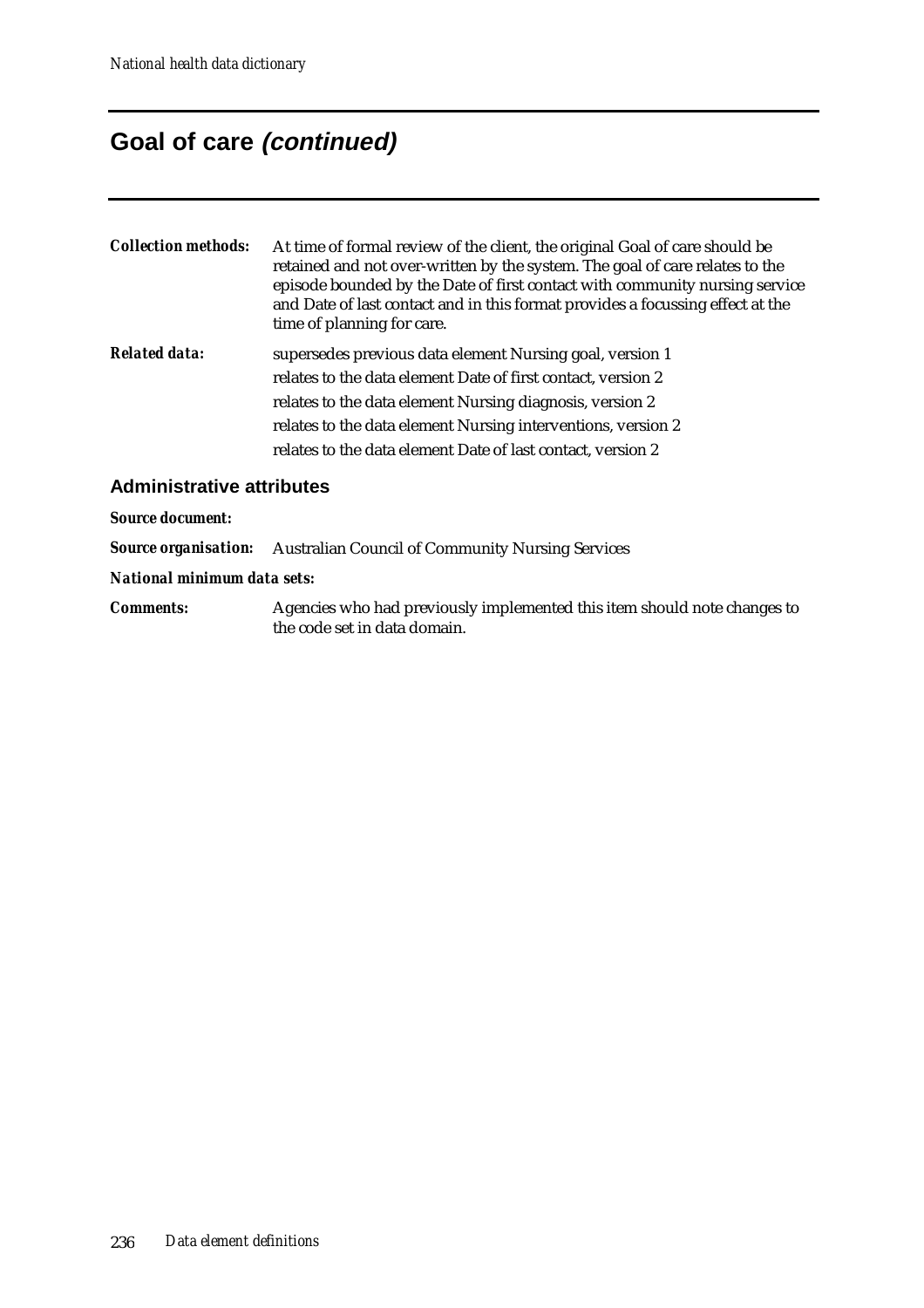# Goal of care *(continued)*

***Collection methods:*** At time of formal review of the client, the original Goal of care should be retained and not over-written by the system. The goal of care relates to the episode bounded by the Date of first contact with community nursing service and Date of last contact and in this format provides a focussing effect at the time of planning for care.

***Related data:***
supersedes previous data element Nursing goal, version 1
relates to the data element Date of first contact, version 2
relates to the data element Nursing diagnosis, version 2
relates to the data element Nursing interventions, version 2
relates to the data element Date of last contact, version 2

## Administrative attributes

***Source document:***

***Source organisation:*** Australian Council of Community Nursing Services

***National minimum data sets:***

***Comments:*** Agencies who had previously implemented this item should note changes to the code set in data domain.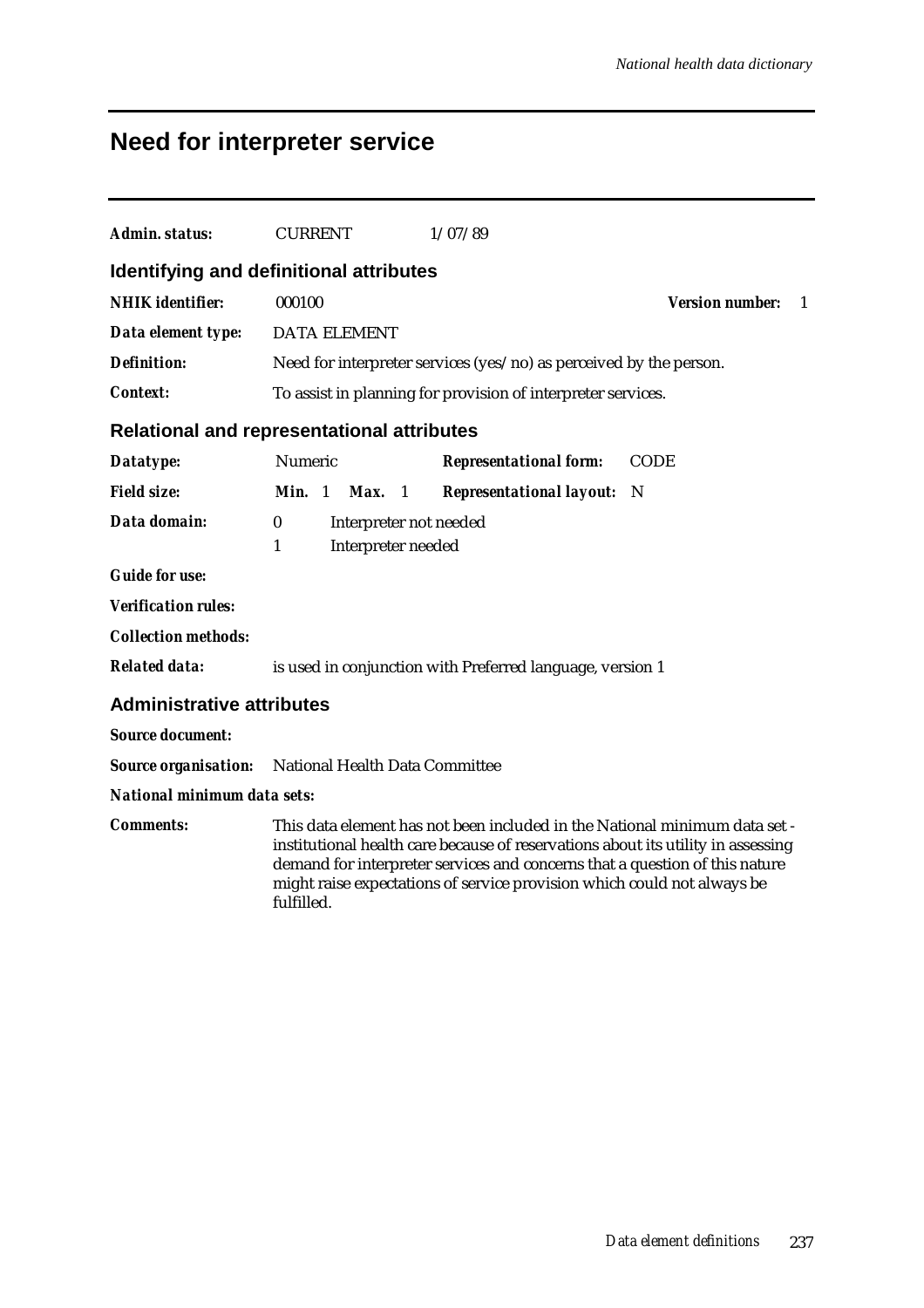# Need for interpreter service

***Admin. status:*** CURRENT 1/07/89

## Identifying and definitional attributes

***NHIK identifier:*** 000100 ***Version number:*** 1

***Data element type:*** DATA ELEMENT

***Definition:*** Need for interpreter services (yes/no) as perceived by the person.

***Context:*** To assist in planning for provision of interpreter services.

## Relational and representational attributes

***Datatype:*** Numeric ***Representational form:*** CODE

***Field size:*** ***Min.*** 1 ***Max.*** 1 ***Representational layout:*** N

***Data domain:***

0 Interpreter not needed

1 Interpreter needed

***Guide for use:***

***Verification rules:***

***Collection methods:***

***Related data:*** is used in conjunction with Preferred language, version 1

## Administrative attributes

***Source document:***

***Source organisation:*** National Health Data Committee

***National minimum data sets:***

***Comments:*** This data element has not been included in the National minimum data set - institutional health care because of reservations about its utility in assessing demand for interpreter services and concerns that a question of this nature might raise expectations of service provision which could not always be fulfilled.